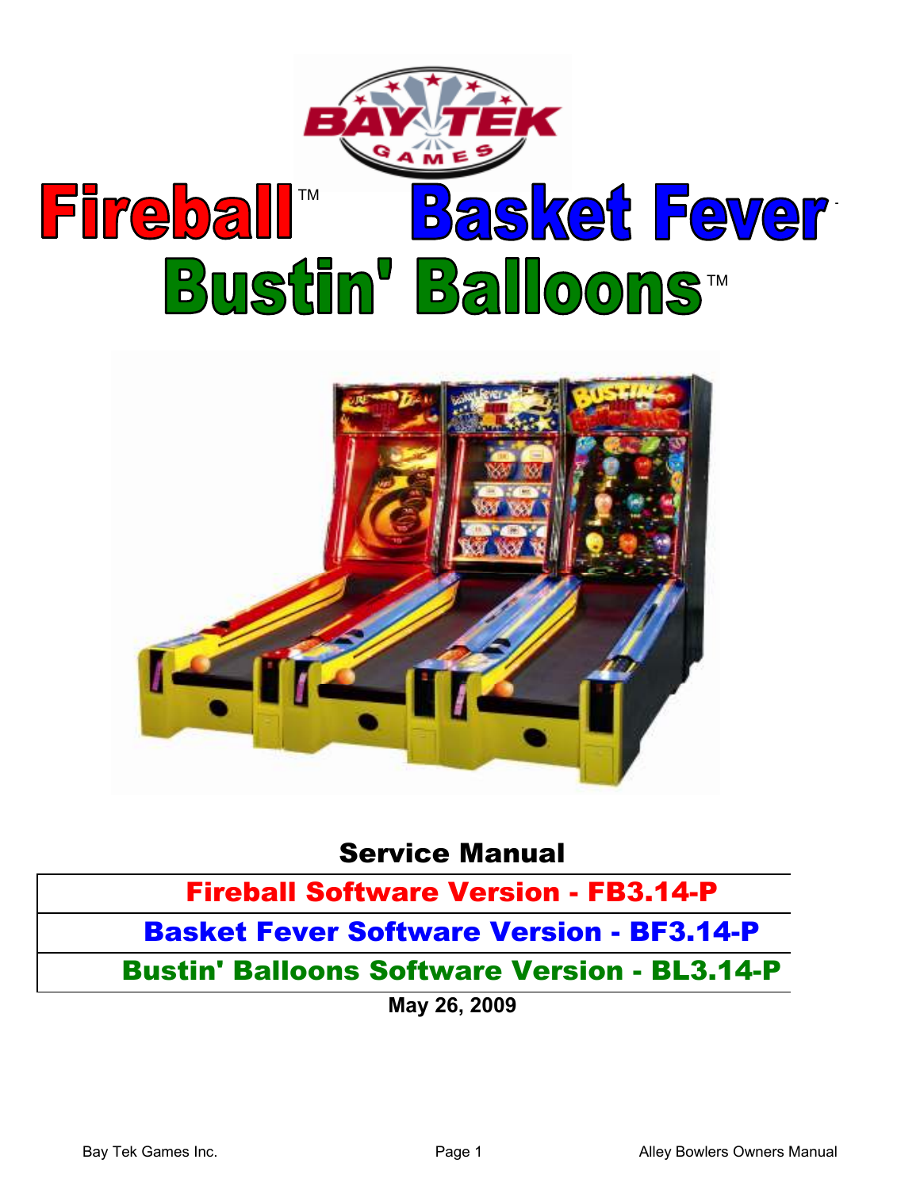# Fireball™ Basket Fever

# Bustin' Balloons™

## Service Manual

| Fireball Software Version - FB3.14-P |
|---|
| Basket Fever Software Version - BF3.14-P |
| Bustin' Balloons Software Version - BL3.14-P |

**May 26, 2009**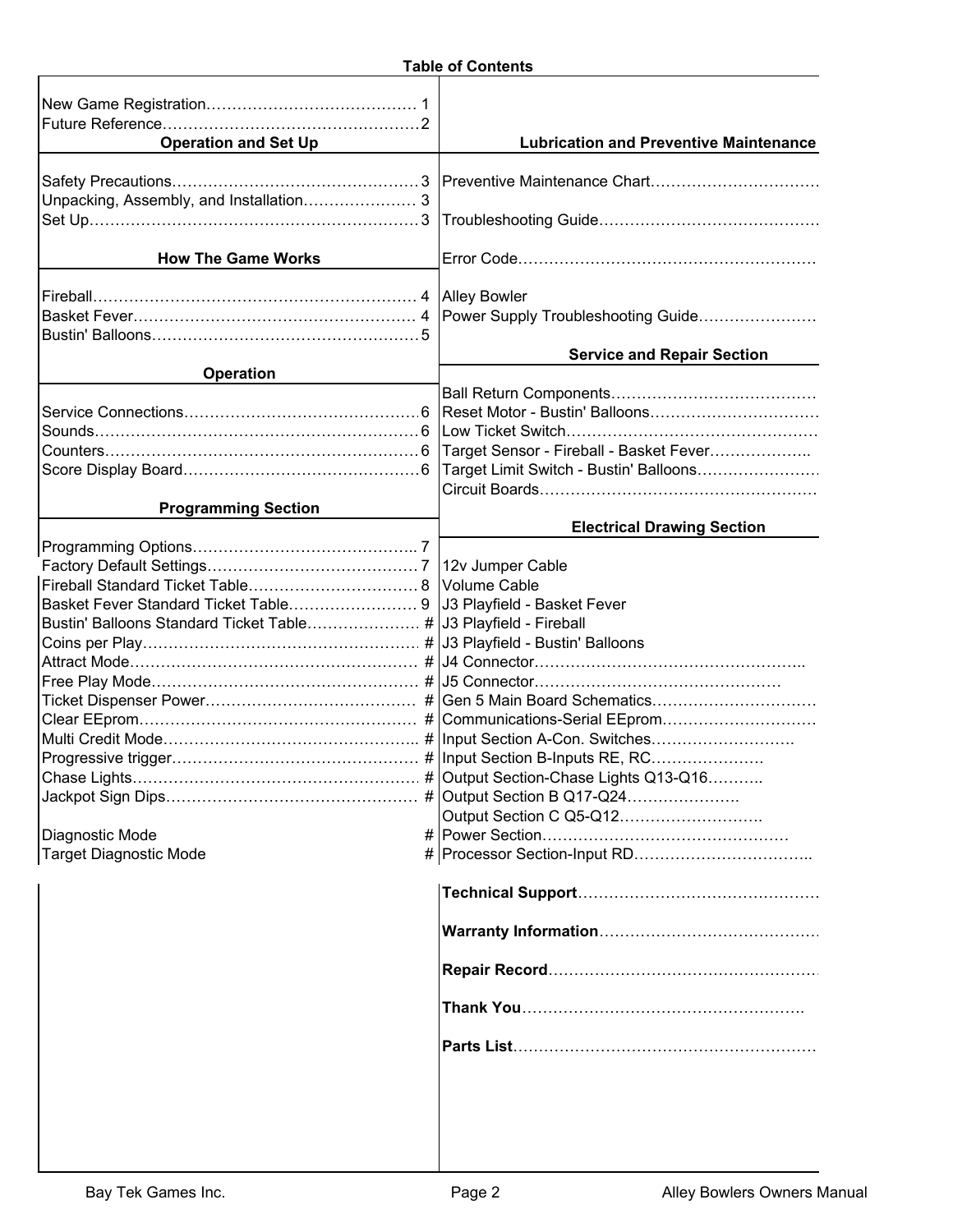## Table of Contents

New Game Registration……………………………………1
Future Reference……………………………………………2

### Operation and Set Up

Safety Precautions…………………………………………3
Unpacking, Assembly, and Installation………………… 3
Set Up…………………………………………………………3

### How The Game Works

Fireball………………………………………………………4
Basket Fever…………………………………………………4
Bustin' Balloons……………………………………………5

### Operation

Service Connections………………………………………6
Sounds…………………………………………………………6
Counters………………………………………………………6
Score Display Board………………………………………6

### Programming Section

Programming Options……………………………………. 7
Factory Default Settings…………………………………7
Fireball Standard Ticket Table…………………………8
Basket Fever Standard Ticket Table……………………9
Bustin' Balloons Standard Ticket Table………………… #
Coins per Play………………………………………………#
Attract Mode…………………………………………………#
Free Play Mode………………………………………………#
Ticket Dispenser Power……………………………………#
Clear EEprom…………………………………………………#
Multi Credit Mode…………………………………………..#
Progressive trigger…………………………………………#
Chase Lights…………………………………………………#
Jackpot Sign Dips…………………………………………#

Diagnostic Mode #
Target Diagnostic Mode #

### Lubrication and Preventive Maintenance

Preventive Maintenance Chart……………………………

Troubleshooting Guide……………………………………

Error Code……………………………………………………

Alley Bowler
Power Supply Troubleshooting Guide…………………

### Service and Repair Section

Ball Return Components…………………………………
Reset Motor - Bustin' Balloons…………………………
Low Ticket Switch…………………………………………
Target Sensor - Fireball - Basket Fever………………..
Target Limit Switch - Bustin' Balloons…………………
Circuit Boards………………………………………………

### Electrical Drawing Section

12v Jumper Cable
Volume Cable
J3 Playfield - Basket Fever
J3 Playfield - Fireball
J3 Playfield - Bustin' Balloons
J4 Connector…………………………………………………..
J5 Connector…………………………………………………
Gen 5 Main Board Schematics……………………………
Communications-Serial EEprom…………………………
Input Section A-Con. Switches……………………………
Input Section B-Inputs RE, RC…………………………
Output Section-Chase Lights Q13-Q16………..
Output Section B Q17-Q24…………………….
Output Section C Q5-Q12……………………….
Power Section…………………………………………
Processor Section-Input RD……………………………..

**Technical Support**……………………………………………

**Warranty Information**………………………………………

**Repair Record**…………………………………………………

**Thank You**…………………………………………………….

**Parts List**………………………………………………………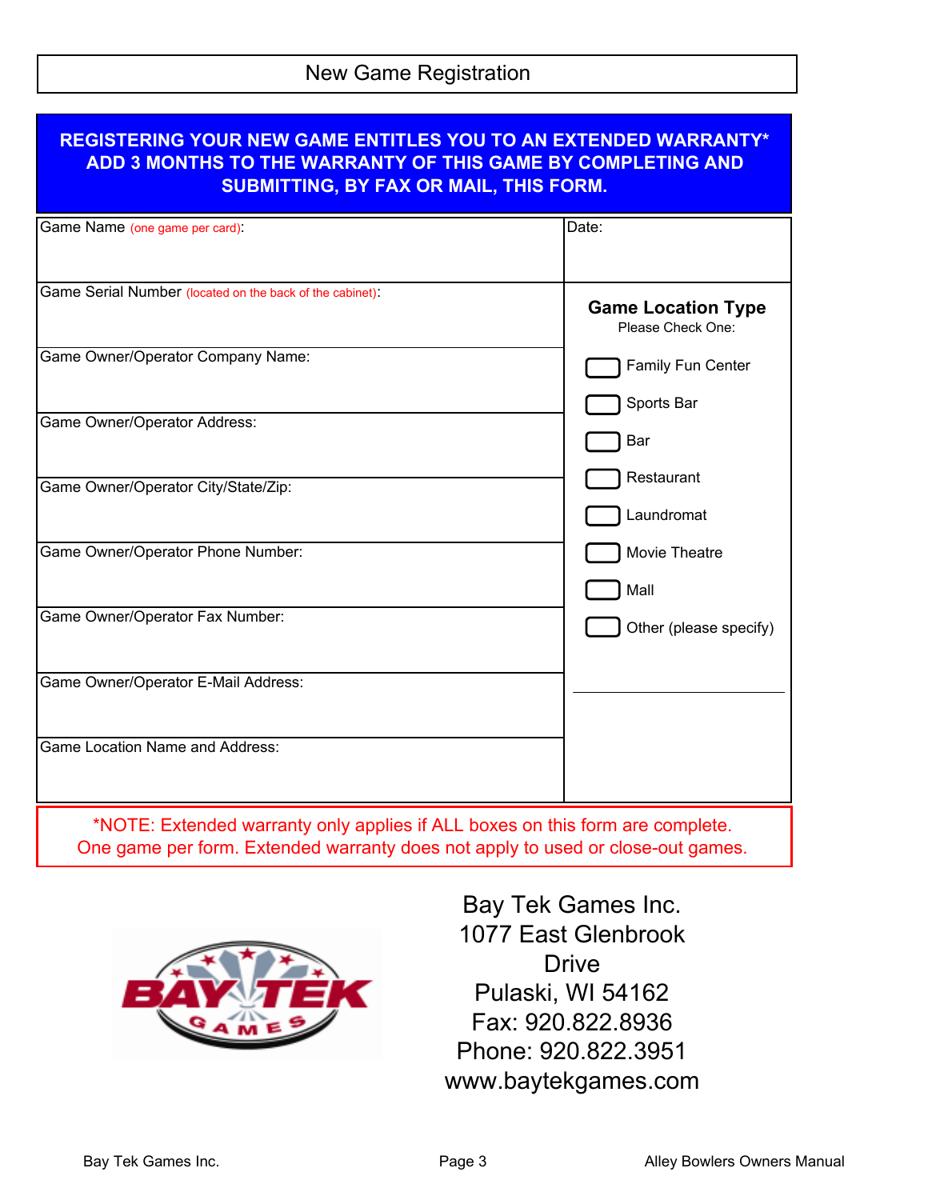# New Game Registration

**REGISTERING YOUR NEW GAME ENTITLES YOU TO AN EXTENDED WARRANTY\* ADD 3 MONTHS TO THE WARRANTY OF THIS GAME BY COMPLETING AND SUBMITTING, BY FAX OR MAIL, THIS FORM.**

| | |
|---|---|
| Game Name (one game per card): | Date: |
| Game Serial Number (located on the back of the cabinet): | **Game Location Type** Please Check One: |
| Game Owner/Operator Company Name: | ☐ Family Fun Center |
| Game Owner/Operator Address: | ☐ Sports Bar |
| Game Owner/Operator City/State/Zip: | ☐ Bar |
| Game Owner/Operator Phone Number: | ☐ Restaurant |
| Game Owner/Operator Fax Number: | ☐ Laundromat |
| Game Owner/Operator E-Mail Address: | ☐ Movie Theatre |
| Game Location Name and Address: | ☐ Mall |
| | ☐ Other (please specify) ______________ |

*NOTE: Extended warranty only applies if ALL boxes on this form are complete.
One game per form. Extended warranty does not apply to used or close-out games.

Bay Tek Games Inc.
1077 East Glenbrook Drive
Pulaski, WI 54162
Fax: 920.822.8936
Phone: 920.822.3951
www.baytekgames.com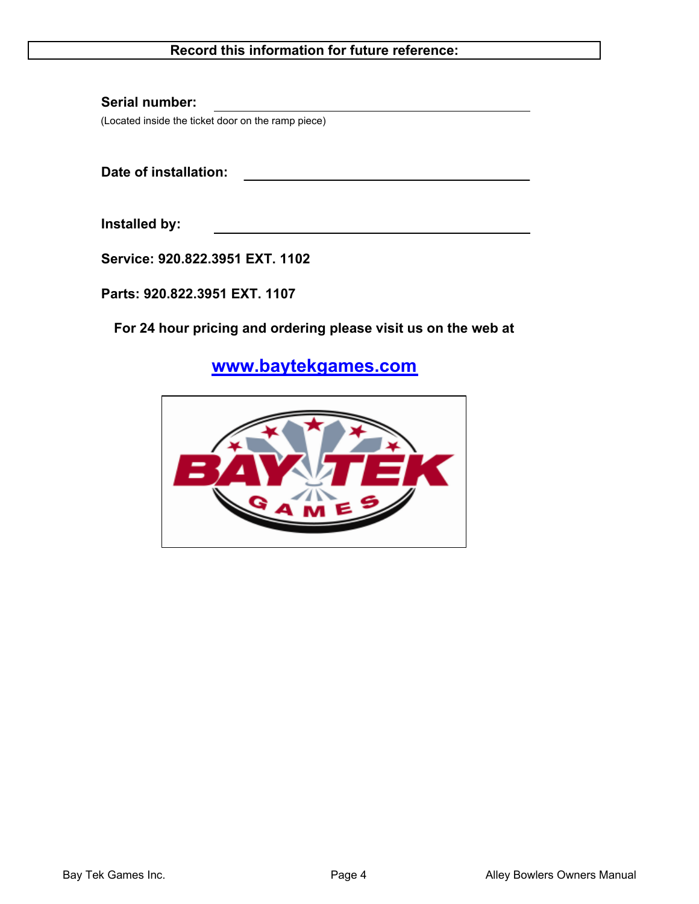**Record this information for future reference:**

**Serial number:** ______________________________

(Located inside the ticket door on the ramp piece)

**Date of installation:** ______________________________

**Installed by:** ______________________________

**Service: 920.822.3951 EXT. 1102**

**Parts: 920.822.3951 EXT. 1107**

**For 24 hour pricing and ordering please visit us on the web at**

**[www.baytekgames.com](http://www.baytekgames.com)**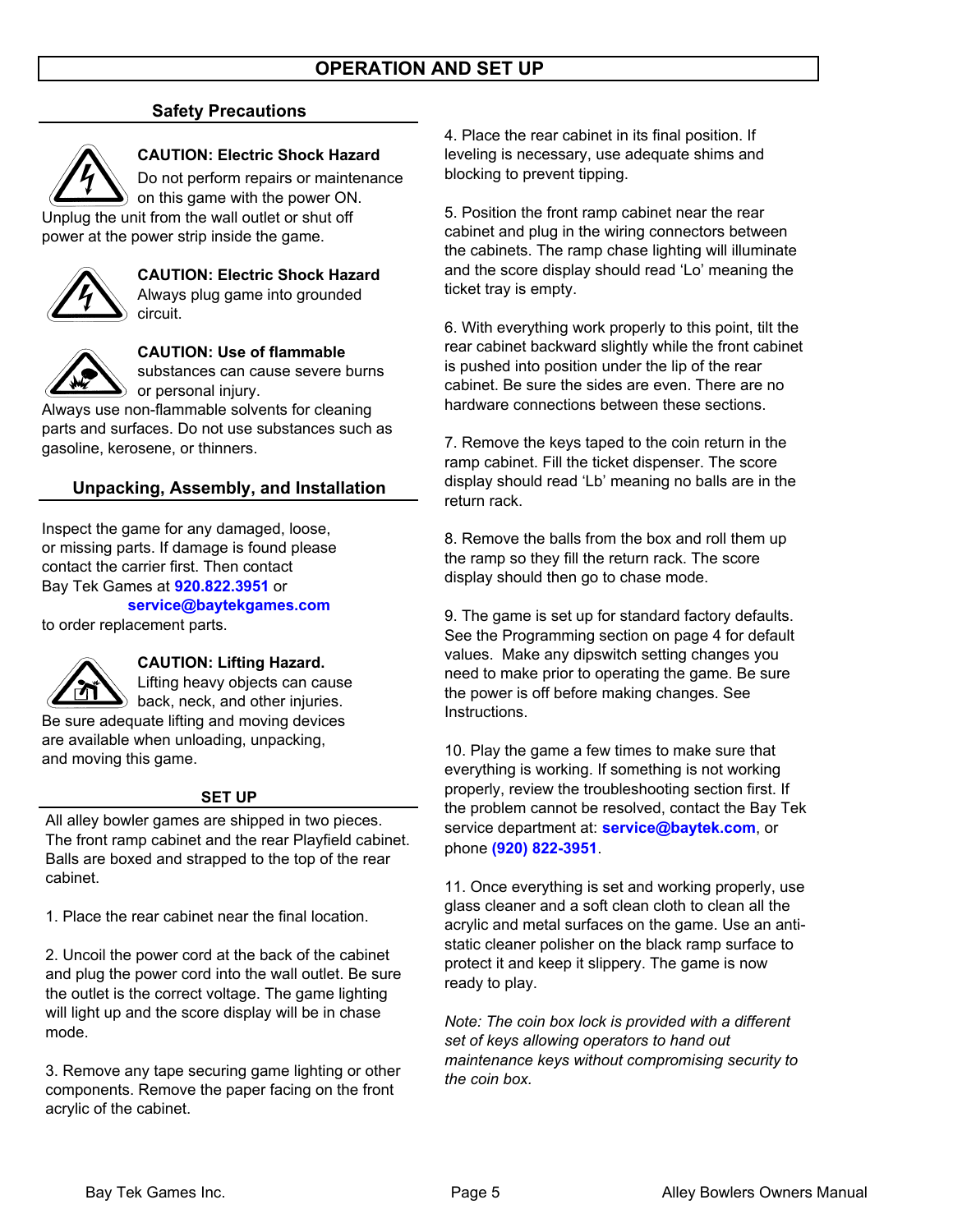# OPERATION AND SET UP

## Safety Precautions

**CAUTION: Electric Shock Hazard**
Do not perform repairs or maintenance on this game with the power ON. Unplug the unit from the wall outlet or shut off power at the power strip inside the game.

**CAUTION: Electric Shock Hazard**
Always plug game into grounded circuit.

**CAUTION: Use of flammable** substances can cause severe burns or personal injury.
Always use non-flammable solvents for cleaning parts and surfaces. Do not use substances such as gasoline, kerosene, or thinners.

## Unpacking, Assembly, and Installation

Inspect the game for any damaged, loose, or missing parts. If damage is found please contact the carrier first. Then contact Bay Tek Games at **920.822.3951** or **service@baytekgames.com** to order replacement parts.

**CAUTION: Lifting Hazard.**
Lifting heavy objects can cause back, neck, and other injuries.
Be sure adequate lifting and moving devices are available when unloading, unpacking, and moving this game.

## SET UP

All alley bowler games are shipped in two pieces. The front ramp cabinet and the rear Playfield cabinet. Balls are boxed and strapped to the top of the rear cabinet.

1. Place the rear cabinet near the final location.

2. Uncoil the power cord at the back of the cabinet and plug the power cord into the wall outlet. Be sure the outlet is the correct voltage. The game lighting will light up and the score display will be in chase mode.

3. Remove any tape securing game lighting or other components. Remove the paper facing on the front acrylic of the cabinet.

4. Place the rear cabinet in its final position. If leveling is necessary, use adequate shims and blocking to prevent tipping.

5. Position the front ramp cabinet near the rear cabinet and plug in the wiring connectors between the cabinets. The ramp chase lighting will illuminate and the score display should read 'Lo' meaning the ticket tray is empty.

6. With everything work properly to this point, tilt the rear cabinet backward slightly while the front cabinet is pushed into position under the lip of the rear cabinet. Be sure the sides are even. There are no hardware connections between these sections.

7. Remove the keys taped to the coin return in the ramp cabinet. Fill the ticket dispenser. The score display should read 'Lb' meaning no balls are in the return rack.

8. Remove the balls from the box and roll them up the ramp so they fill the return rack. The score display should then go to chase mode.

9. The game is set up for standard factory defaults. See the Programming section on page 4 for default values. Make any dipswitch setting changes you need to make prior to operating the game. Be sure the power is off before making changes. See Instructions.

10. Play the game a few times to make sure that everything is working. If something is not working properly, review the troubleshooting section first. If the problem cannot be resolved, contact the Bay Tek service department at: **service@baytek.com**, or phone **(920) 822-3951**.

11. Once everything is set and working properly, use glass cleaner and a soft clean cloth to clean all the acrylic and metal surfaces on the game. Use an anti-static cleaner polisher on the black ramp surface to protect it and keep it slippery. The game is now ready to play.

*Note: The coin box lock is provided with a different set of keys allowing operators to hand out maintenance keys without compromising security to the coin box.*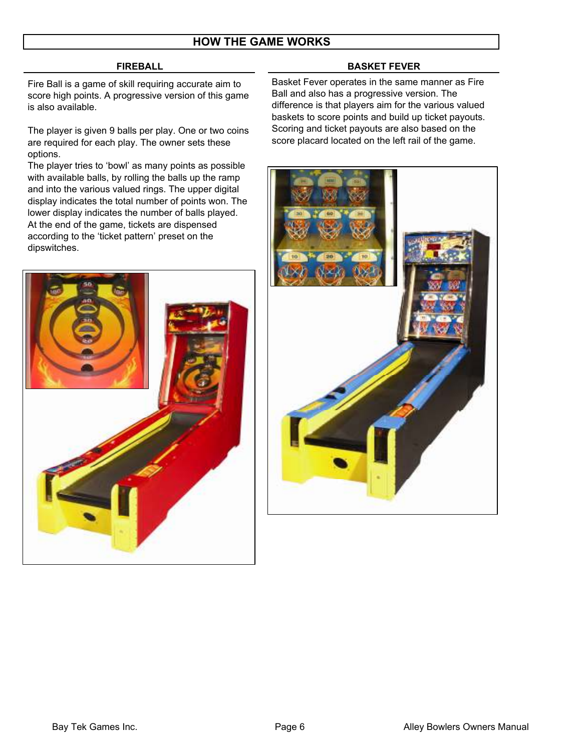# HOW THE GAME WORKS

## FIREBALL

Fire Ball is a game of skill requiring accurate aim to score high points. A progressive version of this game is also available.

The player is given 9 balls per play. One or two coins are required for each play. The owner sets these options.

The player tries to 'bowl' as many points as possible with available balls, by rolling the balls up the ramp and into the various valued rings. The upper digital display indicates the total number of points won. The lower display indicates the number of balls played. At the end of the game, tickets are dispensed according to the 'ticket pattern' preset on the dipswitches.

## BASKET FEVER

Basket Fever operates in the same manner as Fire Ball and also has a progressive version. The difference is that players aim for the various valued baskets to score points and build up ticket payouts. Scoring and ticket payouts are also based on the score placard located on the left rail of the game.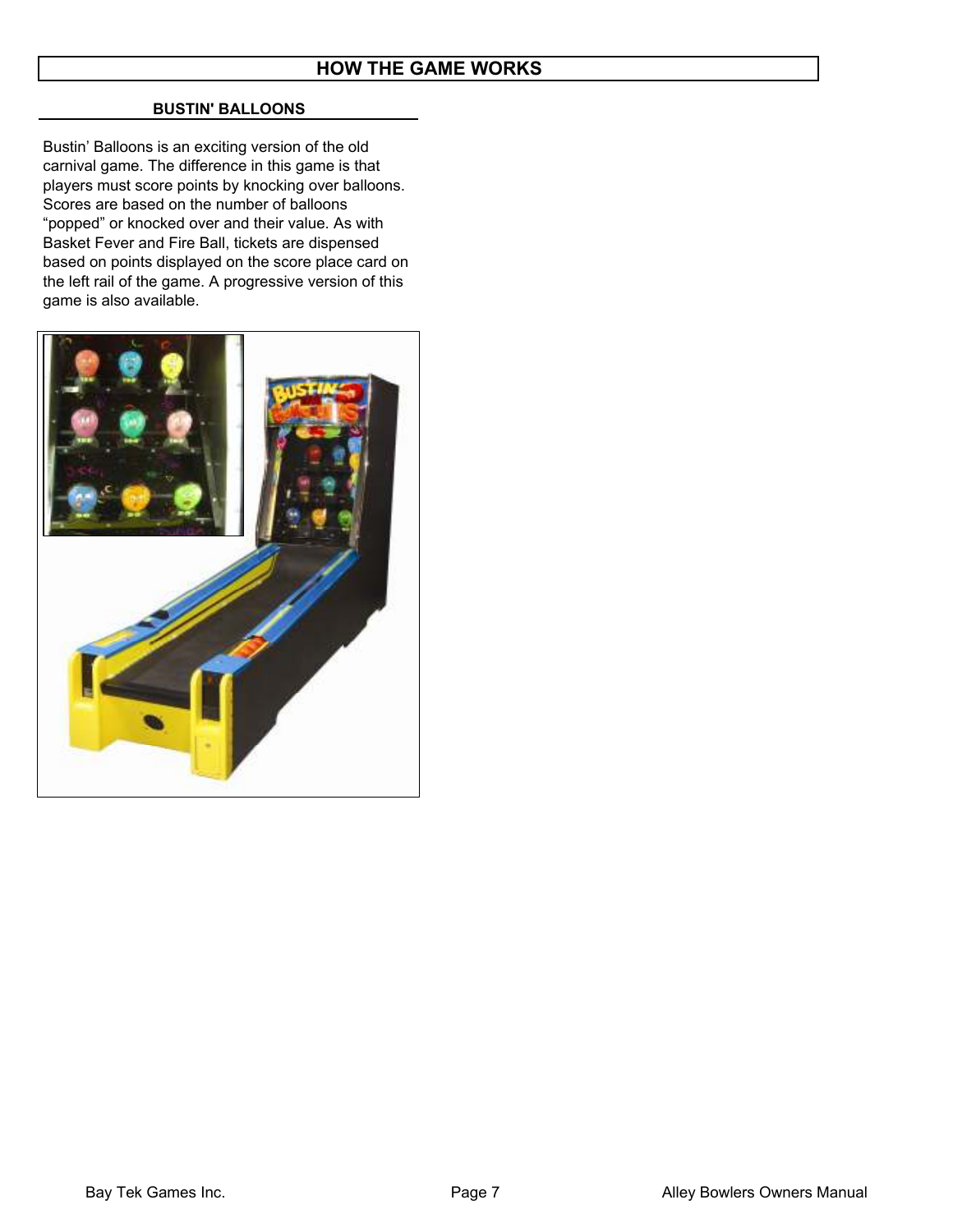# HOW THE GAME WORKS

## BUSTIN' BALLOONS

Bustin' Balloons is an exciting version of the old carnival game. The difference in this game is that players must score points by knocking over balloons. Scores are based on the number of balloons "popped" or knocked over and their value. As with Basket Fever and Fire Ball, tickets are dispensed based on points displayed on the score place card on the left rail of the game. A progressive version of this game is also available.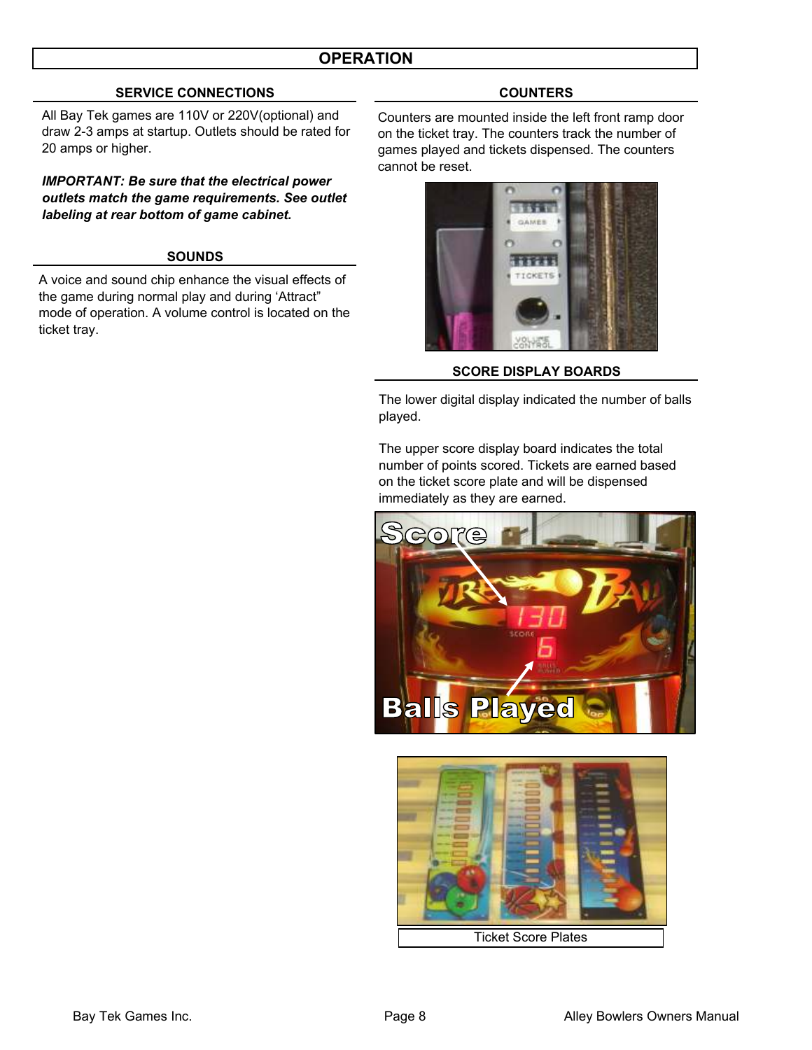# OPERATION

## SERVICE CONNECTIONS

All Bay Tek games are 110V or 220V(optional) and draw 2-3 amps at startup. Outlets should be rated for 20 amps or higher.

***IMPORTANT: Be sure that the electrical power outlets match the game requirements. See outlet labeling at rear bottom of game cabinet.***

## SOUNDS

A voice and sound chip enhance the visual effects of the game during normal play and during ‘Attract” mode of operation. A volume control is located on the ticket tray.

## COUNTERS

Counters are mounted inside the left front ramp door on the ticket tray. The counters track the number of games played and tickets dispensed. The counters cannot be reset.

## SCORE DISPLAY BOARDS

The lower digital display indicated the number of balls played.

The upper score display board indicates the total number of points scored. Tickets are earned based on the ticket score plate and will be dispensed immediately as they are earned.

Ticket Score Plates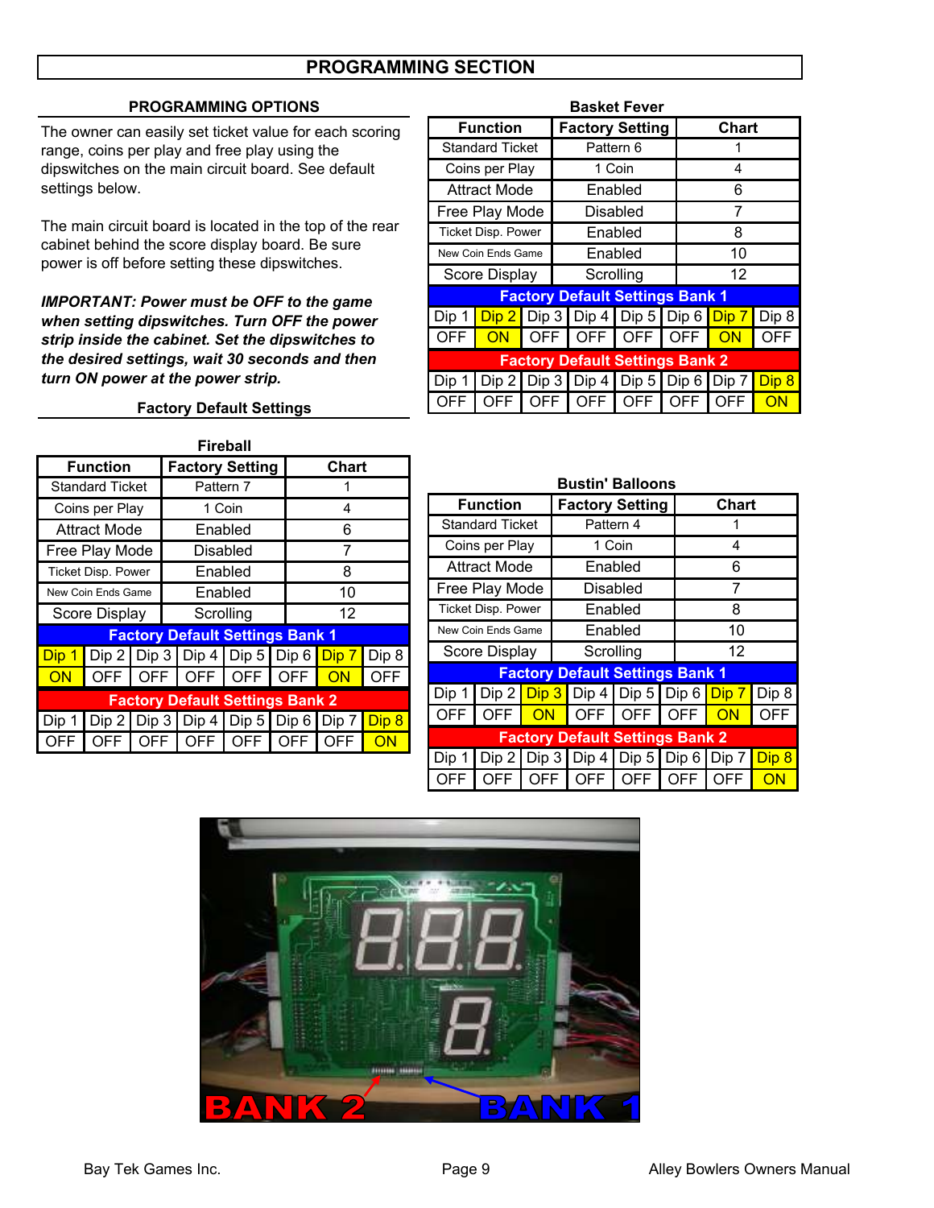# PROGRAMMING SECTION

## PROGRAMMING OPTIONS

The owner can easily set ticket value for each scoring range, coins per play and free play using the dipswitches on the main circuit board. See default settings below.

The main circuit board is located in the top of the rear cabinet behind the score display board. Be sure power is off before setting these dipswitches.

***IMPORTANT: Power must be OFF to the game when setting dipswitches. Turn OFF the power strip inside the cabinet. Set the dipswitches to the desired settings, wait 30 seconds and then turn ON power at the power strip.***

### Factory Default Settings

**Basket Fever**

| Function | Factory Setting | Chart |
|---|---|---|
| Standard Ticket | Pattern 6 | 1 |
| Coins per Play | 1 Coin | 4 |
| Attract Mode | Enabled | 6 |
| Free Play Mode | Disabled | 7 |
| Ticket Disp. Power | Enabled | 8 |
| New Coin Ends Game | Enabled | 10 |
| Score Display | Scrolling | 12 |

**Factory Default Settings Bank 1**

| Dip 1 | Dip 2 | Dip 3 | Dip 4 | Dip 5 | Dip 6 | Dip 7 | Dip 8 |
|---|---|---|---|---|---|---|---|
| OFF | ON | OFF | OFF | OFF | OFF | ON | OFF |

**Factory Default Settings Bank 2**

| Dip 1 | Dip 2 | Dip 3 | Dip 4 | Dip 5 | Dip 6 | Dip 7 | Dip 8 |
|---|---|---|---|---|---|---|---|
| OFF | OFF | OFF | OFF | OFF | OFF | OFF | ON |

**Fireball**

| Function | Factory Setting | Chart |
|---|---|---|
| Standard Ticket | Pattern 7 | 1 |
| Coins per Play | 1 Coin | 4 |
| Attract Mode | Enabled | 6 |
| Free Play Mode | Disabled | 7 |
| Ticket Disp. Power | Enabled | 8 |
| New Coin Ends Game | Enabled | 10 |
| Score Display | Scrolling | 12 |

**Factory Default Settings Bank 1**

| Dip 1 | Dip 2 | Dip 3 | Dip 4 | Dip 5 | Dip 6 | Dip 7 | Dip 8 |
|---|---|---|---|---|---|---|---|
| ON | OFF | OFF | OFF | OFF | OFF | ON | OFF |

**Factory Default Settings Bank 2**

| Dip 1 | Dip 2 | Dip 3 | Dip 4 | Dip 5 | Dip 6 | Dip 7 | Dip 8 |
|---|---|---|---|---|---|---|---|
| OFF | OFF | OFF | OFF | OFF | OFF | OFF | ON |

**Bustin' Balloons**

| Function | Factory Setting | Chart |
|---|---|---|
| Standard Ticket | Pattern 4 | 1 |
| Coins per Play | 1 Coin | 4 |
| Attract Mode | Enabled | 6 |
| Free Play Mode | Disabled | 7 |
| Ticket Disp. Power | Enabled | 8 |
| New Coin Ends Game | Enabled | 10 |
| Score Display | Scrolling | 12 |

**Factory Default Settings Bank 1**

| Dip 1 | Dip 2 | Dip 3 | Dip 4 | Dip 5 | Dip 6 | Dip 7 | Dip 8 |
|---|---|---|---|---|---|---|---|
| OFF | OFF | ON | OFF | OFF | OFF | ON | OFF |

**Factory Default Settings Bank 2**

| Dip 1 | Dip 2 | Dip 3 | Dip 4 | Dip 5 | Dip 6 | Dip 7 | Dip 8 |
|---|---|---|---|---|---|---|---|
| OFF | OFF | OFF | OFF | OFF | OFF | OFF | ON |

BANK 2 BANK 1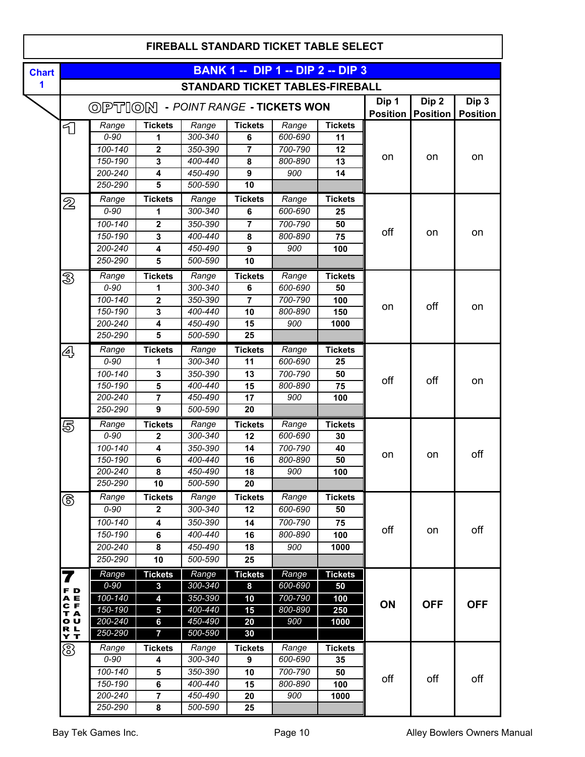# FIREBALL STANDARD TICKET TABLE SELECT

**Chart 1**

## BANK 1 -- DIP 1 -- DIP 2 -- DIP 3

### STANDARD TICKET TABLES-FIREBALL

| OPTION | Range | Tickets | Range | Tickets | Range | Tickets | Dip 1 Position | Dip 2 Position | Dip 3 Position |
|---|---|---|---|---|---|---|---|---|---|
| 1 | 0-90 | 1 | 300-340 | 6 | 600-690 | 11 | on | on | on |
| | 100-140 | 2 | 350-390 | 7 | 700-790 | 12 | | | |
| | 150-190 | 3 | 400-440 | 8 | 800-890 | 13 | | | |
| | 200-240 | 4 | 450-490 | 9 | 900 | 14 | | | |
| | 250-290 | 5 | 500-590 | 10 | | | | | |
| 2 | 0-90 | 1 | 300-340 | 6 | 600-690 | 25 | off | on | on |
| | 100-140 | 2 | 350-390 | 7 | 700-790 | 50 | | | |
| | 150-190 | 3 | 400-440 | 8 | 800-890 | 75 | | | |
| | 200-240 | 4 | 450-490 | 9 | 900 | 100 | | | |
| | 250-290 | 5 | 500-590 | 10 | | | | | |
| 3 | 0-90 | 1 | 300-340 | 6 | 600-690 | 50 | on | off | on |
| | 100-140 | 2 | 350-390 | 7 | 700-790 | 100 | | | |
| | 150-190 | 3 | 400-440 | 10 | 800-890 | 150 | | | |
| | 200-240 | 4 | 450-490 | 15 | 900 | 1000 | | | |
| | 250-290 | 5 | 500-590 | 25 | | | | | |
| 4 | 0-90 | 1 | 300-340 | 11 | 600-690 | 25 | off | off | on |
| | 100-140 | 3 | 350-390 | 13 | 700-790 | 50 | | | |
| | 150-190 | 5 | 400-440 | 15 | 800-890 | 75 | | | |
| | 200-240 | 7 | 450-490 | 17 | 900 | 100 | | | |
| | 250-290 | 9 | 500-590 | 20 | | | | | |
| 5 | 0-90 | 2 | 300-340 | 12 | 600-690 | 30 | on | on | off |
| | 100-140 | 4 | 350-390 | 14 | 700-790 | 40 | | | |
| | 150-190 | 6 | 400-440 | 16 | 800-890 | 50 | | | |
| | 200-240 | 8 | 450-490 | 18 | 900 | 100 | | | |
| | 250-290 | 10 | 500-590 | 20 | | | | | |
| 6 | 0-90 | 2 | 300-340 | 12 | 600-690 | 50 | off | on | off |
| | 100-140 | 4 | 350-390 | 14 | 700-790 | 75 | | | |
| | 150-190 | 6 | 400-440 | 16 | 800-890 | 100 | | | |
| | 200-240 | 8 | 450-490 | 18 | 900 | 1000 | | | |
| | 250-290 | 10 | 500-590 | 25 | | | | | |
| 7 FACTORY DEFAULT | 0-90 | 3 | 300-340 | 8 | 600-690 | 50 | ON | OFF | OFF |
| | 100-140 | 4 | 350-390 | 10 | 700-790 | 100 | | | |
| | 150-190 | 5 | 400-440 | 15 | 800-890 | 250 | | | |
| | 200-240 | 6 | 450-490 | 20 | 900 | 1000 | | | |
| | 250-290 | 7 | 500-590 | 30 | | | | | |
| 8 | 0-90 | 4 | 300-340 | 9 | 600-690 | 35 | off | off | off |
| | 100-140 | 5 | 350-390 | 10 | 700-790 | 50 | | | |
| | 150-190 | 6 | 400-440 | 15 | 800-890 | 100 | | | |
| | 200-240 | 7 | 450-490 | 20 | 900 | 1000 | | | |
| | 250-290 | 8 | 500-590 | 25 | | | | | |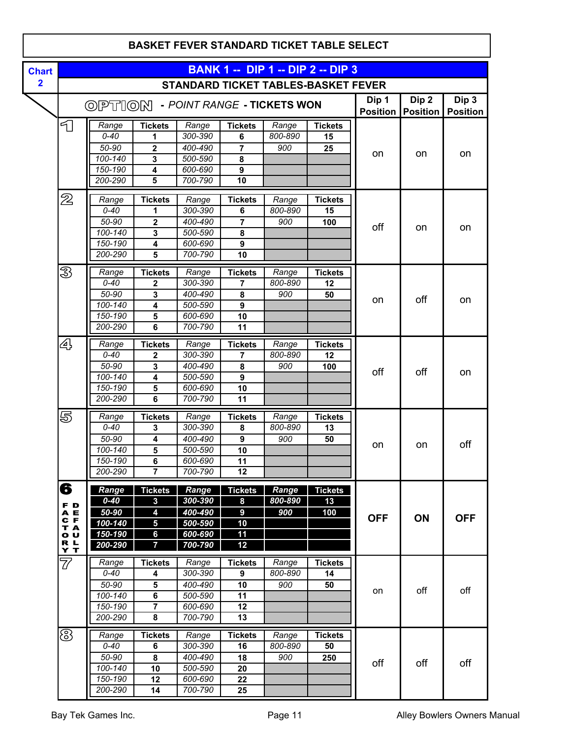# BASKET FEVER STANDARD TICKET TABLE SELECT

**Chart 2**

## BANK 1 -- DIP 1 -- DIP 2 -- DIP 3

### STANDARD TICKET TABLES-BASKET FEVER

OPTION - *POINT RANGE* - **TICKETS WON**

**Option 1** — Dip 1 Position: on, Dip 2 Position: on, Dip 3 Position: on

| Range | Tickets | Range | Tickets | Range | Tickets |
|---|---|---|---|---|---|
| 0-40 | 1 | 300-390 | 6 | 800-890 | 15 |
| 50-90 | 2 | 400-490 | 7 | 900 | 25 |
| 100-140 | 3 | 500-590 | 8 | | |
| 150-190 | 4 | 600-690 | 9 | | |
| 200-290 | 5 | 700-790 | 10 | | |

**Option 2** — Dip 1 Position: off, Dip 2 Position: on, Dip 3 Position: on

| Range | Tickets | Range | Tickets | Range | Tickets |
|---|---|---|---|---|---|
| 0-40 | 1 | 300-390 | 6 | 800-890 | 15 |
| 50-90 | 2 | 400-490 | 7 | 900 | 100 |
| 100-140 | 3 | 500-590 | 8 | | |
| 150-190 | 4 | 600-690 | 9 | | |
| 200-290 | 5 | 700-790 | 10 | | |

**Option 3** — Dip 1 Position: on, Dip 2 Position: off, Dip 3 Position: on

| Range | Tickets | Range | Tickets | Range | Tickets |
|---|---|---|---|---|---|
| 0-40 | 2 | 300-390 | 7 | 800-890 | 12 |
| 50-90 | 3 | 400-490 | 8 | 900 | 50 |
| 100-140 | 4 | 500-590 | 9 | | |
| 150-190 | 5 | 600-690 | 10 | | |
| 200-290 | 6 | 700-790 | 11 | | |

**Option 4** — Dip 1 Position: off, Dip 2 Position: off, Dip 3 Position: on

| Range | Tickets | Range | Tickets | Range | Tickets |
|---|---|---|---|---|---|
| 0-40 | 2 | 300-390 | 7 | 800-890 | 12 |
| 50-90 | 3 | 400-490 | 8 | 900 | 100 |
| 100-140 | 4 | 500-590 | 9 | | |
| 150-190 | 5 | 600-690 | 10 | | |
| 200-290 | 6 | 700-790 | 11 | | |

**Option 5** — Dip 1 Position: on, Dip 2 Position: on, Dip 3 Position: off

| Range | Tickets | Range | Tickets | Range | Tickets |
|---|---|---|---|---|---|
| 0-40 | 3 | 300-390 | 8 | 800-890 | 13 |
| 50-90 | 4 | 400-490 | 9 | 900 | 50 |
| 100-140 | 5 | 500-590 | 10 | | |
| 150-190 | 6 | 600-690 | 11 | | |
| 200-290 | 7 | 700-790 | 12 | | |

**Option 6 (FACTORY DEFAULT)** — Dip 1 Position: **OFF**, Dip 2 Position: **ON**, Dip 3 Position: **OFF**

| Range | Tickets | Range | Tickets | Range | Tickets |
|---|---|---|---|---|---|
| 0-40 | 3 | 300-390 | 8 | 800-890 | 13 |
| 50-90 | 4 | 400-490 | 9 | 900 | 100 |
| 100-140 | 5 | 500-590 | 10 | | |
| 150-190 | 6 | 600-690 | 11 | | |
| 200-290 | 7 | 700-790 | 12 | | |

**Option 7** — Dip 1 Position: on, Dip 2 Position: off, Dip 3 Position: off

| Range | Tickets | Range | Tickets | Range | Tickets |
|---|---|---|---|---|---|
| 0-40 | 4 | 300-390 | 9 | 800-890 | 14 |
| 50-90 | 5 | 400-490 | 10 | 900 | 50 |
| 100-140 | 6 | 500-590 | 11 | | |
| 150-190 | 7 | 600-690 | 12 | | |
| 200-290 | 8 | 700-790 | 13 | | |

**Option 8** — Dip 1 Position: off, Dip 2 Position: off, Dip 3 Position: off

| Range | Tickets | Range | Tickets | Range | Tickets |
|---|---|---|---|---|---|
| 0-40 | 6 | 300-390 | 16 | 800-890 | 50 |
| 50-90 | 8 | 400-490 | 18 | 900 | 250 |
| 100-140 | 10 | 500-590 | 20 | | |
| 150-190 | 12 | 600-690 | 22 | | |
| 200-290 | 14 | 700-790 | 25 | | |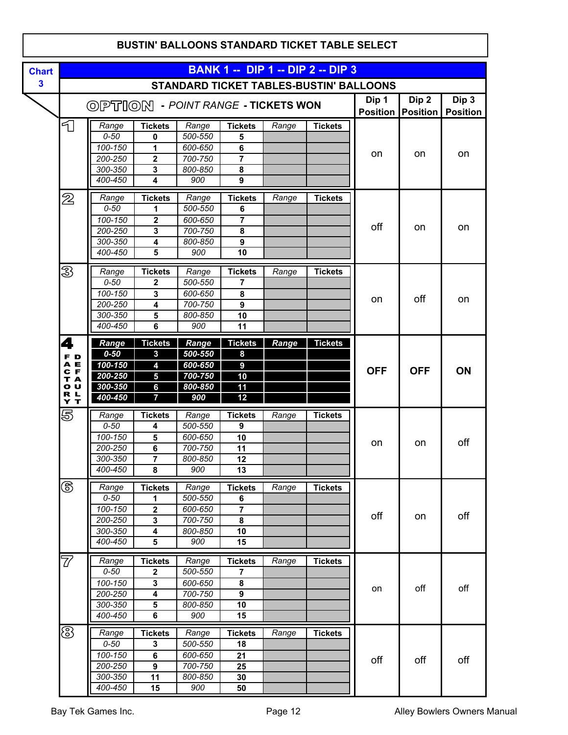# BUSTIN' BALLOONS STANDARD TICKET TABLE SELECT

**Chart 3**

## BANK 1 -- DIP 1 -- DIP 2 -- DIP 3

### STANDARD TICKET TABLES-BUSTIN' BALLOONS

| OPTION - *POINT RANGE* - TICKETS WON | Range | Tickets | Range | Tickets | Range | Tickets | Dip 1 Position | Dip 2 Position | Dip 3 Position |
|---|---|---|---|---|---|---|---|---|---|
| 1 | 0-50 | 0 | 500-550 | 5 | | | on | on | on |
| | 100-150 | 1 | 600-650 | 6 | | | | | |
| | 200-250 | 2 | 700-750 | 7 | | | | | |
| | 300-350 | 3 | 800-850 | 8 | | | | | |
| | 400-450 | 4 | 900 | 9 | | | | | |
| 2 | 0-50 | 1 | 500-550 | 6 | | | off | on | on |
| | 100-150 | 2 | 600-650 | 7 | | | | | |
| | 200-250 | 3 | 700-750 | 8 | | | | | |
| | 300-350 | 4 | 800-850 | 9 | | | | | |
| | 400-450 | 5 | 900 | 10 | | | | | |
| 3 | 0-50 | 2 | 500-550 | 7 | | | on | off | on |
| | 100-150 | 3 | 600-650 | 8 | | | | | |
| | 200-250 | 4 | 700-750 | 9 | | | | | |
| | 300-350 | 5 | 800-850 | 10 | | | | | |
| | 400-450 | 6 | 900 | 11 | | | | | |
| **4 FACTORY DEFAULT** | **0-50** | **3** | **500-550** | **8** | | | **OFF** | **OFF** | **ON** |
| | **100-150** | **4** | **600-650** | **9** | | | | | |
| | **200-250** | **5** | **700-750** | **10** | | | | | |
| | **300-350** | **6** | **800-850** | **11** | | | | | |
| | **400-450** | **7** | **900** | **12** | | | | | |
| 5 | 0-50 | 4 | 500-550 | 9 | | | on | on | off |
| | 100-150 | 5 | 600-650 | 10 | | | | | |
| | 200-250 | 6 | 700-750 | 11 | | | | | |
| | 300-350 | 7 | 800-850 | 12 | | | | | |
| | 400-450 | 8 | 900 | 13 | | | | | |
| 6 | 0-50 | 1 | 500-550 | 6 | | | off | on | off |
| | 100-150 | 2 | 600-650 | 7 | | | | | |
| | 200-250 | 3 | 700-750 | 8 | | | | | |
| | 300-350 | 4 | 800-850 | 10 | | | | | |
| | 400-450 | 5 | 900 | 15 | | | | | |
| 7 | 0-50 | 2 | 500-550 | 7 | | | on | off | off |
| | 100-150 | 3 | 600-650 | 8 | | | | | |
| | 200-250 | 4 | 700-750 | 9 | | | | | |
| | 300-350 | 5 | 800-850 | 10 | | | | | |
| | 400-450 | 6 | 900 | 15 | | | | | |
| 8 | 0-50 | 3 | 500-550 | 18 | | | off | off | off |
| | 100-150 | 6 | 600-650 | 21 | | | | | |
| | 200-250 | 9 | 700-750 | 25 | | | | | |
| | 300-350 | 11 | 800-850 | 30 | | | | | |
| | 400-450 | 15 | 900 | 50 | | | | | |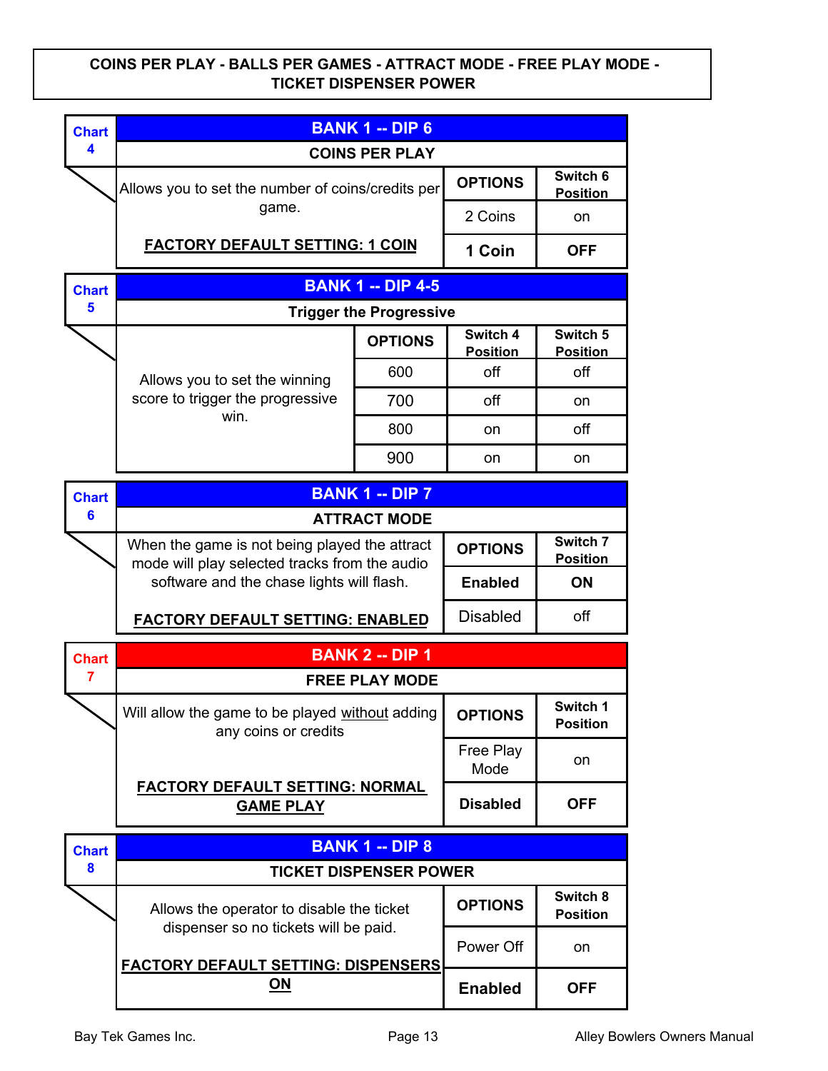**COINS PER PLAY - BALLS PER GAMES - ATTRACT MODE - FREE PLAY MODE - TICKET DISPENSER POWER**

**Chart 4**

| BANK 1 -- DIP 6 | | |
|---|---|---|
| **COINS PER PLAY** | | |
| Allows you to set the number of coins/credits per game. | **OPTIONS** | **Switch 6 Position** |
| | 2 Coins | on |
| **FACTORY DEFAULT SETTING: 1 COIN** | **1 Coin** | **OFF** |

**Chart 5**

| BANK 1 -- DIP 4-5 | | | |
|---|---|---|---|
| **Trigger the Progressive** | | | |
| Allows you to set the winning score to trigger the progressive win. | **OPTIONS** | **Switch 4 Position** | **Switch 5 Position** |
| | 600 | off | off |
| | 700 | off | on |
| | 800 | on | off |
| | 900 | on | on |

**Chart 6**

| BANK 1 -- DIP 7 | | |
|---|---|---|
| **ATTRACT MODE** | | |
| When the game is not being played the attract mode will play selected tracks from the audio software and the chase lights will flash. | **OPTIONS** | **Switch 7 Position** |
| | **Enabled** | **ON** |
| **FACTORY DEFAULT SETTING: ENABLED** | Disabled | off |

**Chart 7**

| BANK 2 -- DIP 1 | | |
|---|---|---|
| **FREE PLAY MODE** | | |
| Will allow the game to be played without adding any coins or credits | **OPTIONS** | **Switch 1 Position** |
| | Free Play Mode | on |
| **FACTORY DEFAULT SETTING: NORMAL GAME PLAY** | **Disabled** | **OFF** |

**Chart 8**

| BANK 1 -- DIP 8 | | |
|---|---|---|
| **TICKET DISPENSER POWER** | | |
| Allows the operator to disable the ticket dispenser so no tickets will be paid. | **OPTIONS** | **Switch 8 Position** |
| | Power Off | on |
| **FACTORY DEFAULT SETTING: DISPENSERS ON** | **Enabled** | **OFF** |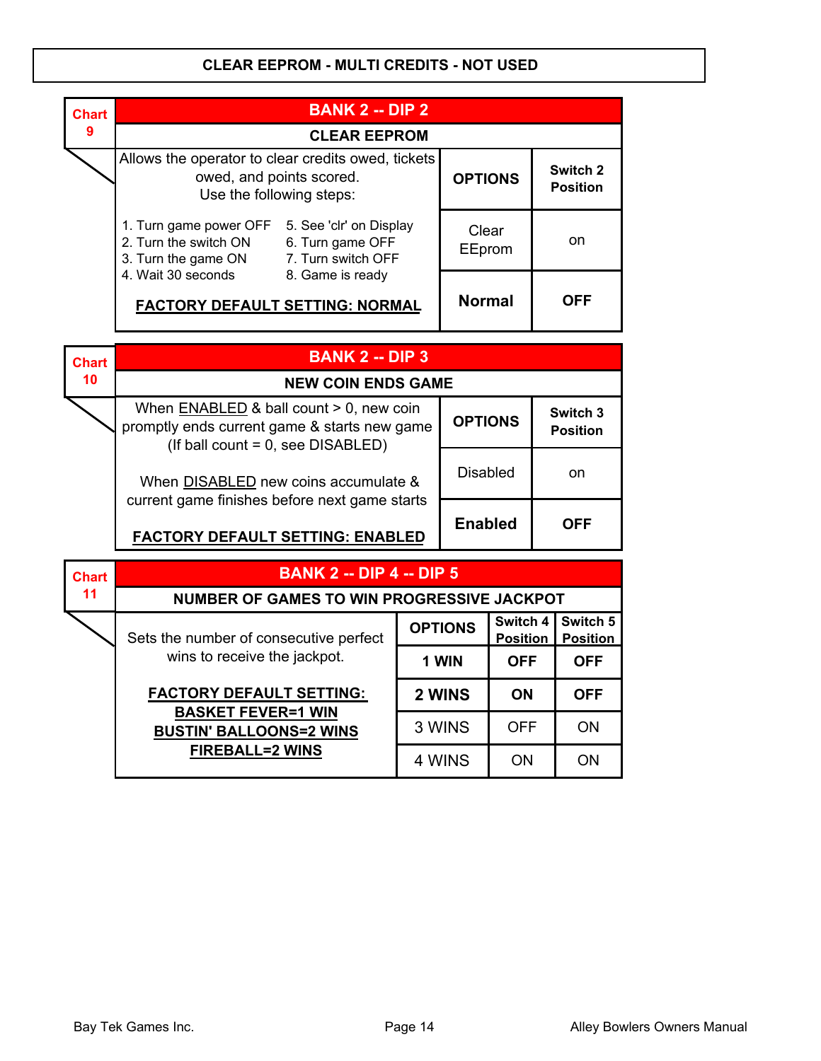# CLEAR EEPROM - MULTI CREDITS - NOT USED

**Chart 9**

## BANK 2 -- DIP 2

### CLEAR EEPROM

Allows the operator to clear credits owed, tickets owed, and points scored.
Use the following steps:

1. Turn game power OFF
2. Turn the switch ON
3. Turn the game ON
4. Wait 30 seconds
5. See 'clr' on Display
6. Turn game OFF
7. Turn switch OFF
8. Game is ready

**FACTORY DEFAULT SETTING: NORMAL**

| OPTIONS | Switch 2 Position |
|---|---|
| Clear EEprom | on |
| **Normal** | **OFF** |

**Chart 10**

## BANK 2 -- DIP 3

### NEW COIN ENDS GAME

When ENABLED & ball count > 0, new coin promptly ends current game & starts new game (If ball count = 0, see DISABLED)

When DISABLED new coins accumulate & current game finishes before next game starts

**FACTORY DEFAULT SETTING: ENABLED**

| OPTIONS | Switch 3 Position |
|---|---|
| Disabled | on |
| **Enabled** | **OFF** |

**Chart 11**

## BANK 2 -- DIP 4 -- DIP 5

### NUMBER OF GAMES TO WIN PROGRESSIVE JACKPOT

Sets the number of consecutive perfect wins to receive the jackpot.

**FACTORY DEFAULT SETTING:**
**BASKET FEVER=1 WIN**
**BUSTIN' BALLOONS=2 WINS**
**FIREBALL=2 WINS**

| OPTIONS | Switch 4 Position | Switch 5 Position |
|---|---|---|
| **1 WIN** | **OFF** | **OFF** |
| **2 WINS** | **ON** | **OFF** |
| 3 WINS | OFF | ON |
| 4 WINS | ON | ON |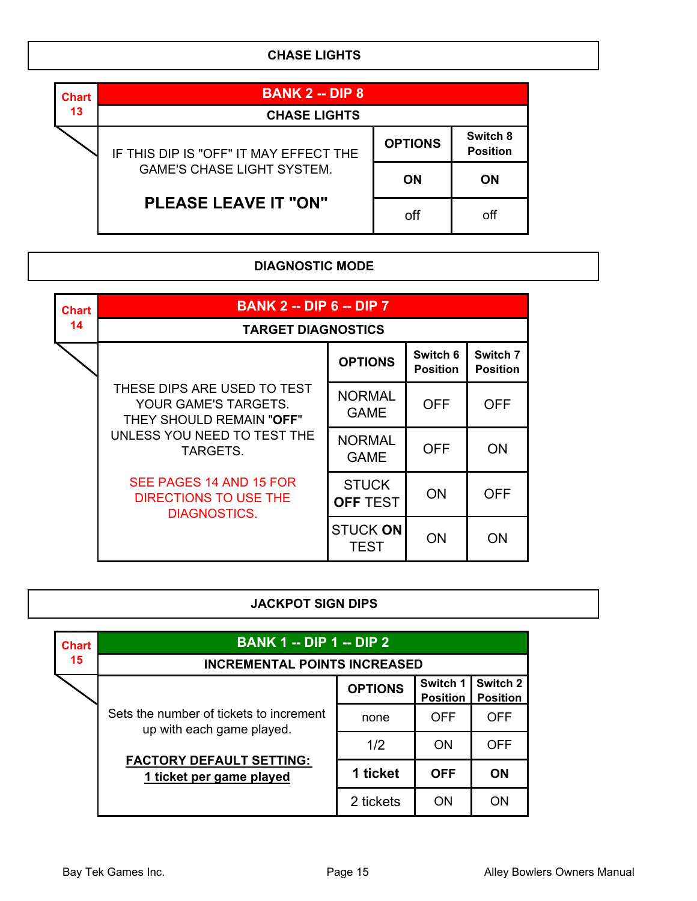## CHASE LIGHTS

**Chart 13**

| BANK 2 -- DIP 8 | | |
|---|---|---|
| **CHASE LIGHTS** | | |
| | **OPTIONS** | **Switch 8 Position** |
| IF THIS DIP IS "OFF" IT MAY EFFECT THE GAME'S CHASE LIGHT SYSTEM. **PLEASE LEAVE IT "ON"** | **ON** | **ON** |
| | off | off |

## DIAGNOSTIC MODE

**Chart 14**

| BANK 2 -- DIP 6 -- DIP 7 | | | |
|---|---|---|---|
| **TARGET DIAGNOSTICS** | | | |
| | **OPTIONS** | **Switch 6 Position** | **Switch 7 Position** |
| THESE DIPS ARE USED TO TEST YOUR GAME'S TARGETS. THEY SHOULD REMAIN "**OFF**" UNLESS YOU NEED TO TEST THE TARGETS. SEE PAGES 14 AND 15 FOR DIRECTIONS TO USE THE DIAGNOSTICS. | NORMAL GAME | OFF | OFF |
| | NORMAL GAME | OFF | ON |
| | STUCK **OFF** TEST | ON | OFF |
| | STUCK **ON** TEST | ON | ON |

## JACKPOT SIGN DIPS

**Chart 15**

| BANK 1 -- DIP 1 -- DIP 2 | | | |
|---|---|---|---|
| **INCREMENTAL POINTS INCREASED** | | | |
| | **OPTIONS** | **Switch 1 Position** | **Switch 2 Position** |
| Sets the number of tickets to increment up with each game played. **FACTORY DEFAULT SETTING: 1 ticket per game played** | none | OFF | OFF |
| | 1/2 | ON | OFF |
| | **1 ticket** | **OFF** | **ON** |
| | 2 tickets | ON | ON |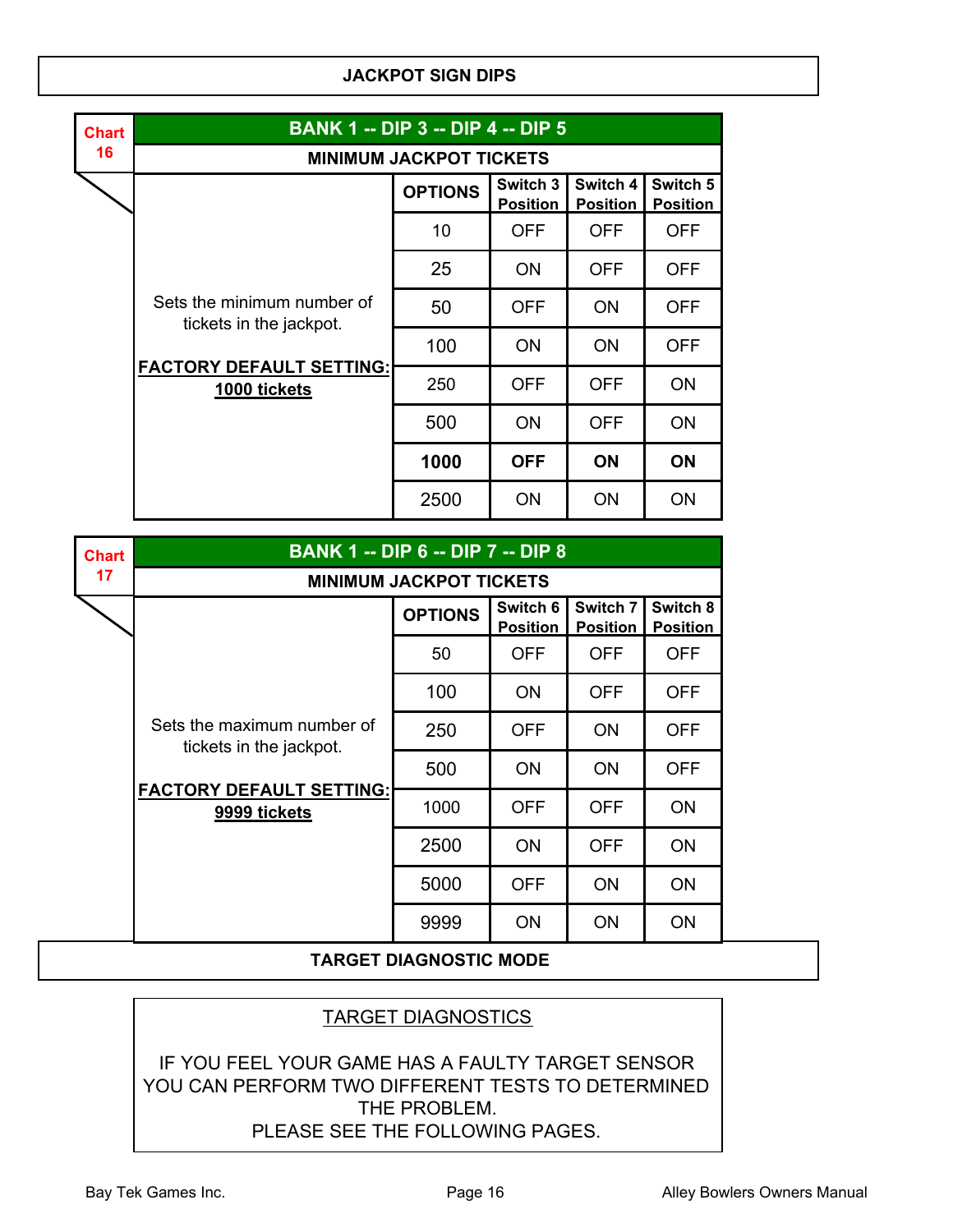## JACKPOT SIGN DIPS

**Chart 16**

| BANK 1 -- DIP 3 -- DIP 4 -- DIP 5 | | | | |
|---|---|---|---|---|
| **MINIMUM JACKPOT TICKETS** | | | | |
| | **OPTIONS** | **Switch 3 Position** | **Switch 4 Position** | **Switch 5 Position** |
| Sets the minimum number of tickets in the jackpot. **FACTORY DEFAULT SETTING: 1000 tickets** | 10 | OFF | OFF | OFF |
| | 25 | ON | OFF | OFF |
| | 50 | OFF | ON | OFF |
| | 100 | ON | ON | OFF |
| | 250 | OFF | OFF | ON |
| | 500 | ON | OFF | ON |
| | **1000** | **OFF** | **ON** | **ON** |
| | 2500 | ON | ON | ON |

**Chart 17**

| BANK 1 -- DIP 6 -- DIP 7 -- DIP 8 | | | | |
|---|---|---|---|---|
| **MINIMUM JACKPOT TICKETS** | | | | |
| | **OPTIONS** | **Switch 6 Position** | **Switch 7 Position** | **Switch 8 Position** |
| Sets the maximum number of tickets in the jackpot. **FACTORY DEFAULT SETTING: 9999 tickets** | 50 | OFF | OFF | OFF |
| | 100 | ON | OFF | OFF |
| | 250 | OFF | ON | OFF |
| | 500 | ON | ON | OFF |
| | 1000 | OFF | OFF | ON |
| | 2500 | ON | OFF | ON |
| | 5000 | OFF | ON | ON |
| | 9999 | ON | ON | ON |

## TARGET DIAGNOSTIC MODE

TARGET DIAGNOSTICS

IF YOU FEEL YOUR GAME HAS A FAULTY TARGET SENSOR YOU CAN PERFORM TWO DIFFERENT TESTS TO DETERMINED THE PROBLEM.
PLEASE SEE THE FOLLOWING PAGES.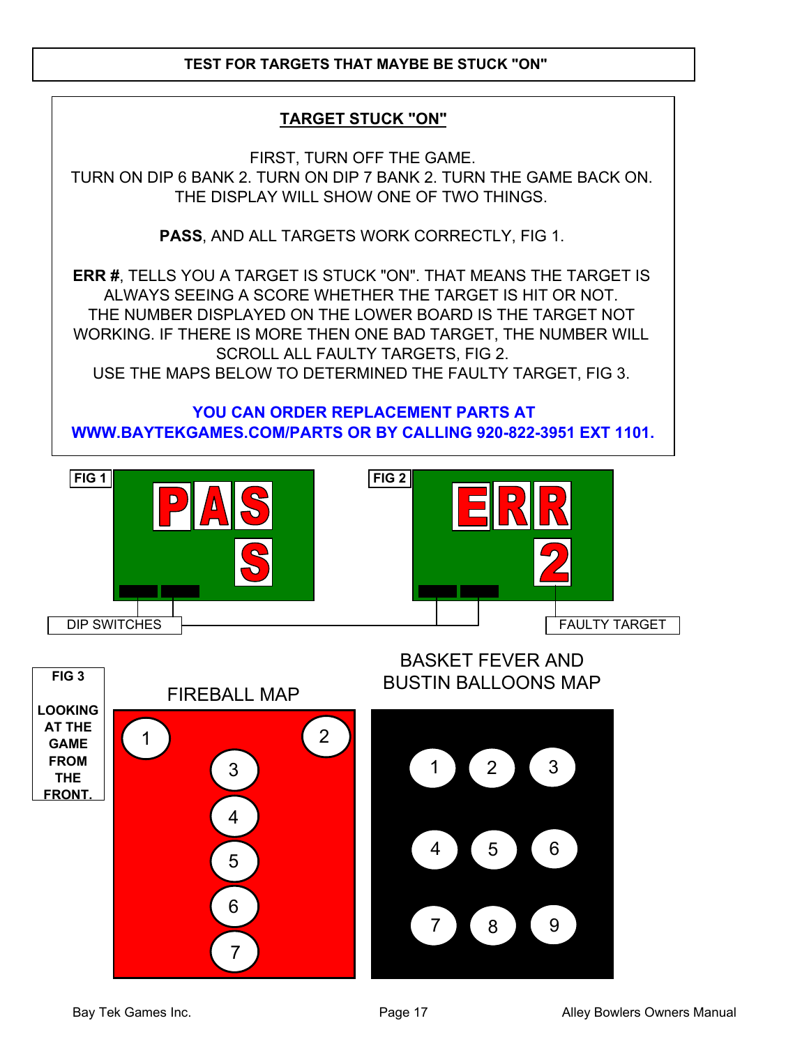# TEST FOR TARGETS THAT MAYBE BE STUCK "ON"

## TARGET STUCK "ON"

FIRST, TURN OFF THE GAME.
TURN ON DIP 6 BANK 2. TURN ON DIP 7 BANK 2. TURN THE GAME BACK ON.
THE DISPLAY WILL SHOW ONE OF TWO THINGS.

**PASS**, AND ALL TARGETS WORK CORRECTLY, FIG 1.

**ERR #**, TELLS YOU A TARGET IS STUCK "ON". THAT MEANS THE TARGET IS ALWAYS SEEING A SCORE WHETHER THE TARGET IS HIT OR NOT. THE NUMBER DISPLAYED ON THE LOWER BOARD IS THE TARGET NOT WORKING. IF THERE IS MORE THEN ONE BAD TARGET, THE NUMBER WILL SCROLL ALL FAULTY TARGETS, FIG 2.
USE THE MAPS BELOW TO DETERMINED THE FAULTY TARGET, FIG 3.

**YOU CAN ORDER REPLACEMENT PARTS AT WWW.BAYTEKGAMES.COM/PARTS OR BY CALLING 920-822-3951 EXT 1101.**

**FIG 1**

PAS
S

**FIG 2**

ERR
2

DIP SWITCHES

FAULTY TARGET

**FIG 3**

**LOOKING AT THE GAME FROM THE FRONT.**

FIREBALL MAP

1 2
3
4
5
6
7

BASKET FEVER AND BUSTIN BALLOONS MAP

1 2 3
4 5 6
7 8 9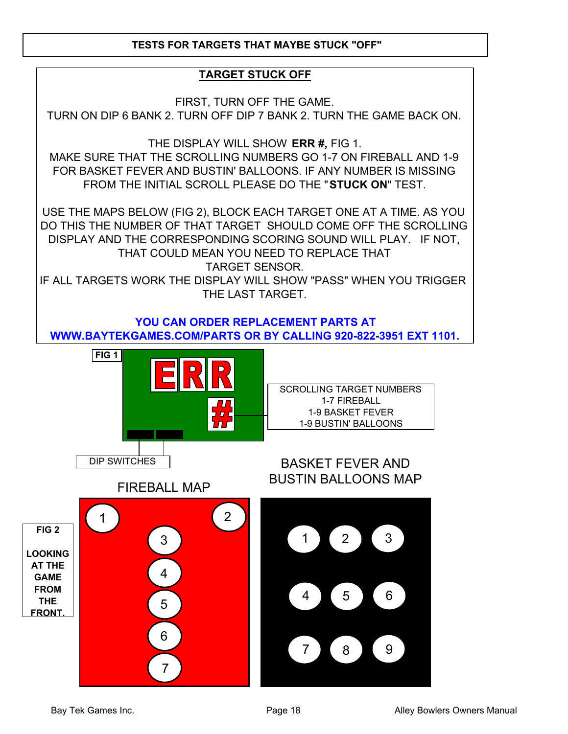# TESTS FOR TARGETS THAT MAYBE STUCK "OFF"

## TARGET STUCK OFF

FIRST, TURN OFF THE GAME.
TURN ON DIP 6 BANK 2. TURN OFF DIP 7 BANK 2. TURN THE GAME BACK ON.

THE DISPLAY WILL SHOW **ERR #,** FIG 1.
MAKE SURE THAT THE SCROLLING NUMBERS GO 1-7 ON FIREBALL AND 1-9 FOR BASKET FEVER AND BUSTIN' BALLOONS. IF ANY NUMBER IS MISSING FROM THE INITIAL SCROLL PLEASE DO THE "**STUCK ON**" TEST.

USE THE MAPS BELOW (FIG 2), BLOCK EACH TARGET ONE AT A TIME. AS YOU DO THIS THE NUMBER OF THAT TARGET SHOULD COME OFF THE SCROLLING DISPLAY AND THE CORRESPONDING SCORING SOUND WILL PLAY. IF NOT, THAT COULD MEAN YOU NEED TO REPLACE THAT TARGET SENSOR.
IF ALL TARGETS WORK THE DISPLAY WILL SHOW "PASS" WHEN YOU TRIGGER THE LAST TARGET.

**YOU CAN ORDER REPLACEMENT PARTS AT WWW.BAYTEKGAMES.COM/PARTS OR BY CALLING 920-822-3951 EXT 1101.**

**FIG 1**

ERR
#

SCROLLING TARGET NUMBERS
1-7 FIREBALL
1-9 BASKET FEVER
1-9 BUSTIN' BALLOONS

DIP SWITCHES

**FIG 2**

**LOOKING AT THE GAME FROM THE FRONT.**

FIREBALL MAP

1 2
3
4
5
6
7

BASKET FEVER AND BUSTIN BALLOONS MAP

1 2 3
4 5 6
7 8 9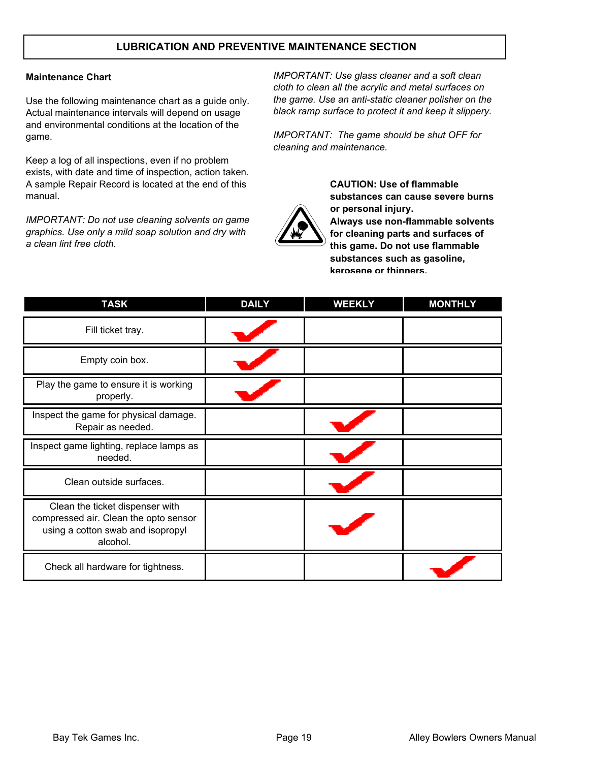# LUBRICATION AND PREVENTIVE MAINTENANCE SECTION

**Maintenance Chart**

Use the following maintenance chart as a guide only. Actual maintenance intervals will depend on usage and environmental conditions at the location of the game.

Keep a log of all inspections, even if no problem exists, with date and time of inspection, action taken. A sample Repair Record is located at the end of this manual.

*IMPORTANT: Do not use cleaning solvents on game graphics. Use only a mild soap solution and dry with a clean lint free cloth.*

*IMPORTANT: Use glass cleaner and a soft clean cloth to clean all the acrylic and metal surfaces on the game. Use an anti-static cleaner polisher on the black ramp surface to protect it and keep it slippery.*

*IMPORTANT: The game should be shut OFF for cleaning and maintenance.*

**CAUTION: Use of flammable substances can cause severe burns or personal injury. Always use non-flammable solvents for cleaning parts and surfaces of this game. Do not use flammable substances such as gasoline, kerosene or thinners.**

| TASK | DAILY | WEEKLY | MONTHLY |
|---|---|---|---|
| Fill ticket tray. | ✔ | | |
| Empty coin box. | ✔ | | |
| Play the game to ensure it is working properly. | ✔ | | |
| Inspect the game for physical damage. Repair as needed. | | ✔ | |
| Inspect game lighting, replace lamps as needed. | | ✔ | |
| Clean outside surfaces. | | ✔ | |
| Clean the ticket dispenser with compressed air. Clean the opto sensor using a cotton swab and isopropyl alcohol. | | ✔ | |
| Check all hardware for tightness. | | | ✔ |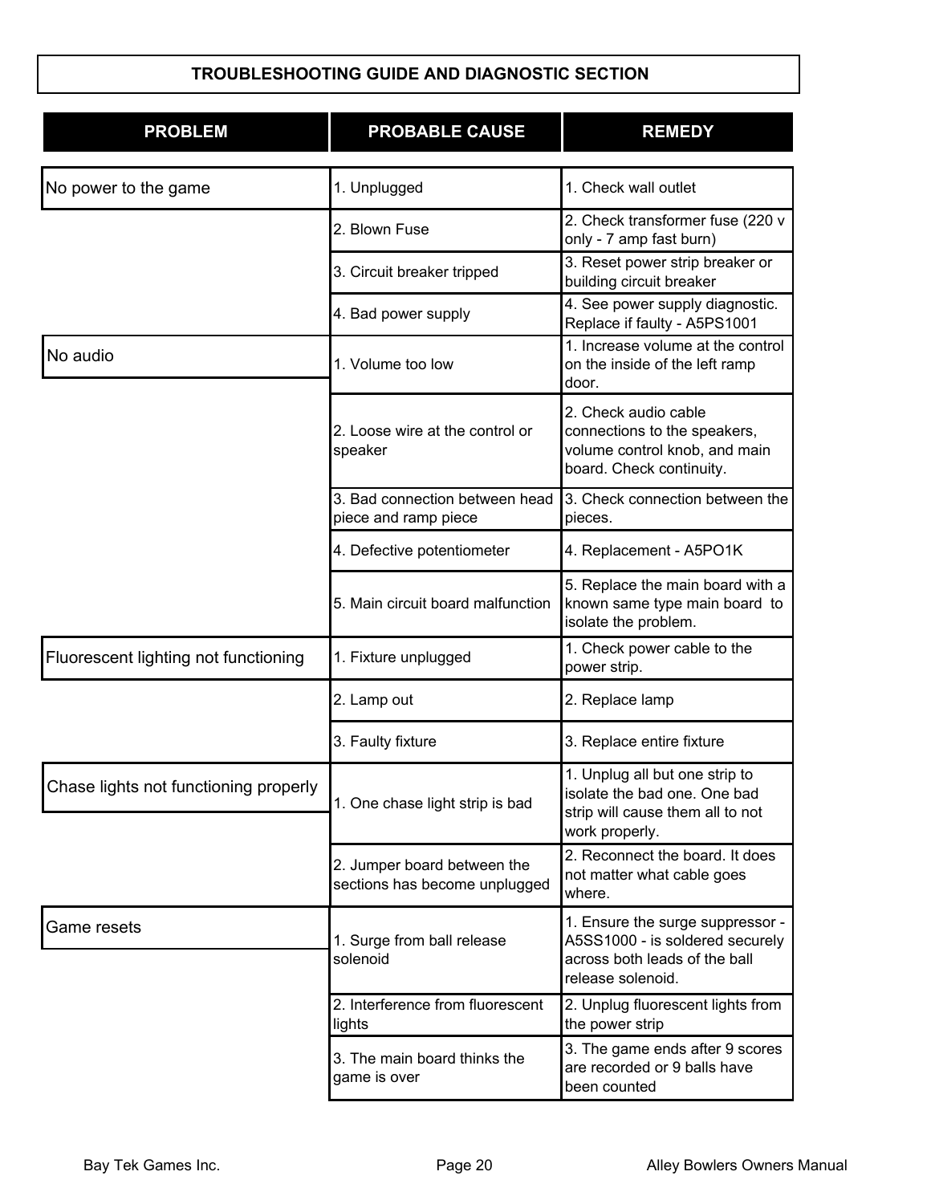## TROUBLESHOOTING GUIDE AND DIAGNOSTIC SECTION

| PROBLEM | PROBABLE CAUSE | REMEDY |
|---|---|---|
| No power to the game | 1. Unplugged | 1. Check wall outlet |
| | 2. Blown Fuse | 2. Check transformer fuse (220 v only - 7 amp fast burn) |
| | 3. Circuit breaker tripped | 3. Reset power strip breaker or building circuit breaker |
| | 4. Bad power supply | 4. See power supply diagnostic. Replace if faulty - A5PS1001 |
| No audio | 1. Volume too low | 1. Increase volume at the control on the inside of the left ramp door. |
| | 2. Loose wire at the control or speaker | 2. Check audio cable connections to the speakers, volume control knob, and main board. Check continuity. |
| | 3. Bad connection between head piece and ramp piece | 3. Check connection between the pieces. |
| | 4. Defective potentiometer | 4. Replacement - A5PO1K |
| | 5. Main circuit board malfunction | 5. Replace the main board with a known same type main board to isolate the problem. |
| Fluorescent lighting not functioning | 1. Fixture unplugged | 1. Check power cable to the power strip. |
| | 2. Lamp out | 2. Replace lamp |
| | 3. Faulty fixture | 3. Replace entire fixture |
| Chase lights not functioning properly | 1. One chase light strip is bad | 1. Unplug all but one strip to isolate the bad one. One bad strip will cause them all to not work properly. |
| | 2. Jumper board between the sections has become unplugged | 2. Reconnect the board. It does not matter what cable goes where. |
| Game resets | 1. Surge from ball release solenoid | 1. Ensure the surge suppressor - A5SS1000 - is soldered securely across both leads of the ball release solenoid. |
| | 2. Interference from fluorescent lights | 2. Unplug fluorescent lights from the power strip |
| | 3. The main board thinks the game is over | 3. The game ends after 9 scores are recorded or 9 balls have been counted |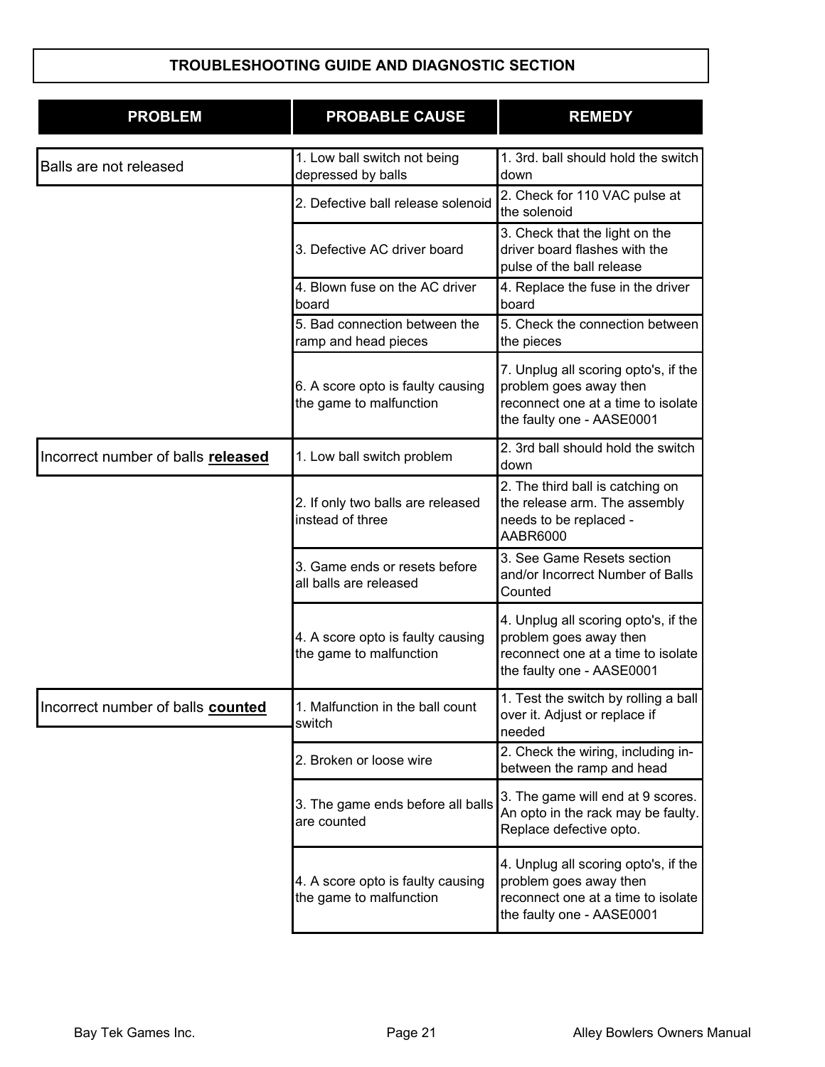## TROUBLESHOOTING GUIDE AND DIAGNOSTIC SECTION

| PROBLEM | PROBABLE CAUSE | REMEDY |
|---|---|---|
| Balls are not released | 1. Low ball switch not being depressed by balls | 1. 3rd. ball should hold the switch down |
| | 2. Defective ball release solenoid | 2. Check for 110 VAC pulse at the solenoid |
| | 3. Defective AC driver board | 3. Check that the light on the driver board flashes with the pulse of the ball release |
| | 4. Blown fuse on the AC driver board | 4. Replace the fuse in the driver board |
| | 5. Bad connection between the ramp and head pieces | 5. Check the connection between the pieces |
| | 6. A score opto is faulty causing the game to malfunction | 7. Unplug all scoring opto's, if the problem goes away then reconnect one at a time to isolate the faulty one - AASE0001 |
| Incorrect number of balls **released** | 1. Low ball switch problem | 2. 3rd ball should hold the switch down |
| | 2. If only two balls are released instead of three | 2. The third ball is catching on the release arm. The assembly needs to be replaced - AABR6000 |
| | 3. Game ends or resets before all balls are released | 3. See Game Resets section and/or Incorrect Number of Balls Counted |
| | 4. A score opto is faulty causing the game to malfunction | 4. Unplug all scoring opto's, if the problem goes away then reconnect one at a time to isolate the faulty one - AASE0001 |
| Incorrect number of balls **counted** | 1. Malfunction in the ball count switch | 1. Test the switch by rolling a ball over it. Adjust or replace if needed |
| | 2. Broken or loose wire | 2. Check the wiring, including in-between the ramp and head |
| | 3. The game ends before all balls are counted | 3. The game will end at 9 scores. An opto in the rack may be faulty. Replace defective opto. |
| | 4. A score opto is faulty causing the game to malfunction | 4. Unplug all scoring opto's, if the problem goes away then reconnect one at a time to isolate the faulty one - AASE0001 |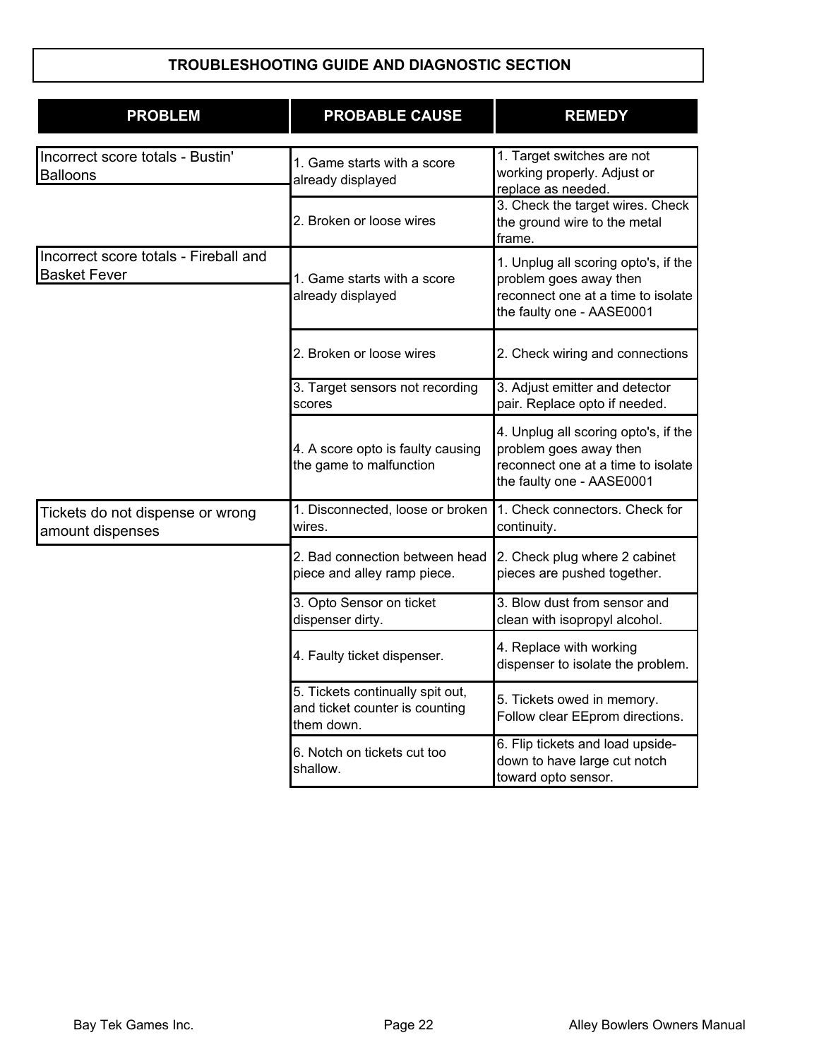## TROUBLESHOOTING GUIDE AND DIAGNOSTIC SECTION

| PROBLEM | PROBABLE CAUSE | REMEDY |
|---|---|---|
| Incorrect score totals - Bustin' Balloons | 1. Game starts with a score already displayed | 1. Target switches are not working properly. Adjust or replace as needed. |
| | 2. Broken or loose wires | 3. Check the target wires. Check the ground wire to the metal frame. |
| Incorrect score totals - Fireball and Basket Fever | 1. Game starts with a score already displayed | 1. Unplug all scoring opto's, if the problem goes away then reconnect one at a time to isolate the faulty one - AASE0001 |
| | 2. Broken or loose wires | 2. Check wiring and connections |
| | 3. Target sensors not recording scores | 3. Adjust emitter and detector pair. Replace opto if needed. |
| | 4. A score opto is faulty causing the game to malfunction | 4. Unplug all scoring opto's, if the problem goes away then reconnect one at a time to isolate the faulty one - AASE0001 |
| Tickets do not dispense or wrong amount dispenses | 1. Disconnected, loose or broken wires. | 1. Check connectors. Check for continuity. |
| | 2. Bad connection between head piece and alley ramp piece. | 2. Check plug where 2 cabinet pieces are pushed together. |
| | 3. Opto Sensor on ticket dispenser dirty. | 3. Blow dust from sensor and clean with isopropyl alcohol. |
| | 4. Faulty ticket dispenser. | 4. Replace with working dispenser to isolate the problem. |
| | 5. Tickets continually spit out, and ticket counter is counting them down. | 5. Tickets owed in memory. Follow clear EEprom directions. |
| | 6. Notch on tickets cut too shallow. | 6. Flip tickets and load upside-down to have large cut notch toward opto sensor. |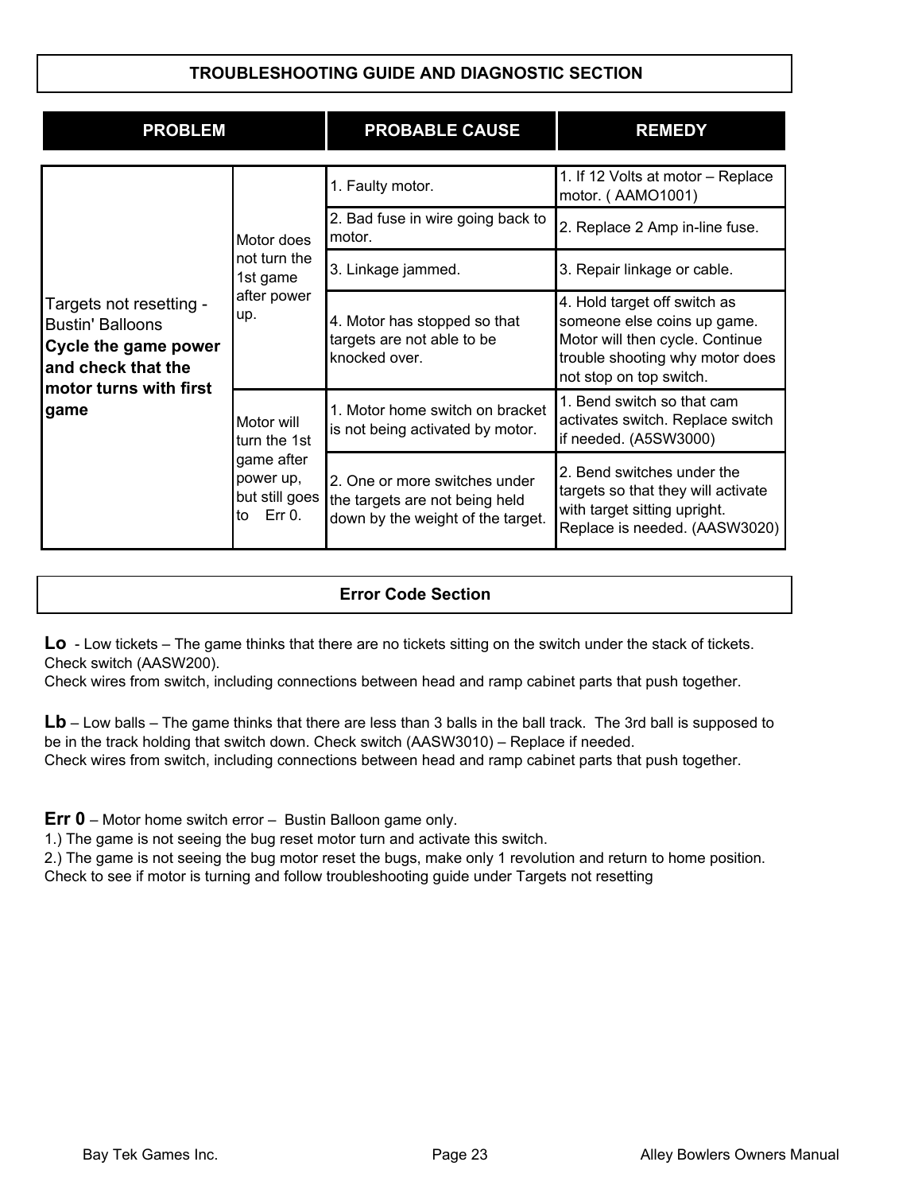## TROUBLESHOOTING GUIDE AND DIAGNOSTIC SECTION

| PROBLEM | | PROBABLE CAUSE | REMEDY |
|---|---|---|---|
| Targets not resetting - Bustin' Balloons **Cycle the game power and check that the motor turns with first game** | Motor does not turn the 1st game after power up. | 1. Faulty motor. | 1. If 12 Volts at motor – Replace motor. ( AAMO1001) |
| | | 2. Bad fuse in wire going back to motor. | 2. Replace 2 Amp in-line fuse. |
| | | 3. Linkage jammed. | 3. Repair linkage or cable. |
| | | 4. Motor has stopped so that targets are not able to be knocked over. | 4. Hold target off switch as someone else coins up game. Motor will then cycle. Continue trouble shooting why motor does not stop on top switch. |
| | Motor will turn the 1st game after power up, but still goes to Err 0. | 1. Motor home switch on bracket is not being activated by motor. | 1. Bend switch so that cam activates switch. Replace switch if needed. (A5SW3000) |
| | | 2. One or more switches under the targets are not being held down by the weight of the target. | 2. Bend switches under the targets so that they will activate with target sitting upright. Replace is needed. (AASW3020) |

## Error Code Section

**Lo** - Low tickets – The game thinks that there are no tickets sitting on the switch under the stack of tickets. Check switch (AASW200).
Check wires from switch, including connections between head and ramp cabinet parts that push together.

**Lb** – Low balls – The game thinks that there are less than 3 balls in the ball track. The 3rd ball is supposed to be in the track holding that switch down. Check switch (AASW3010) – Replace if needed.
Check wires from switch, including connections between head and ramp cabinet parts that push together.

**Err 0** – Motor home switch error – Bustin Balloon game only.
1.) The game is not seeing the bug reset motor turn and activate this switch.
2.) The game is not seeing the bug motor reset the bugs, make only 1 revolution and return to home position.
Check to see if motor is turning and follow troubleshooting guide under Targets not resetting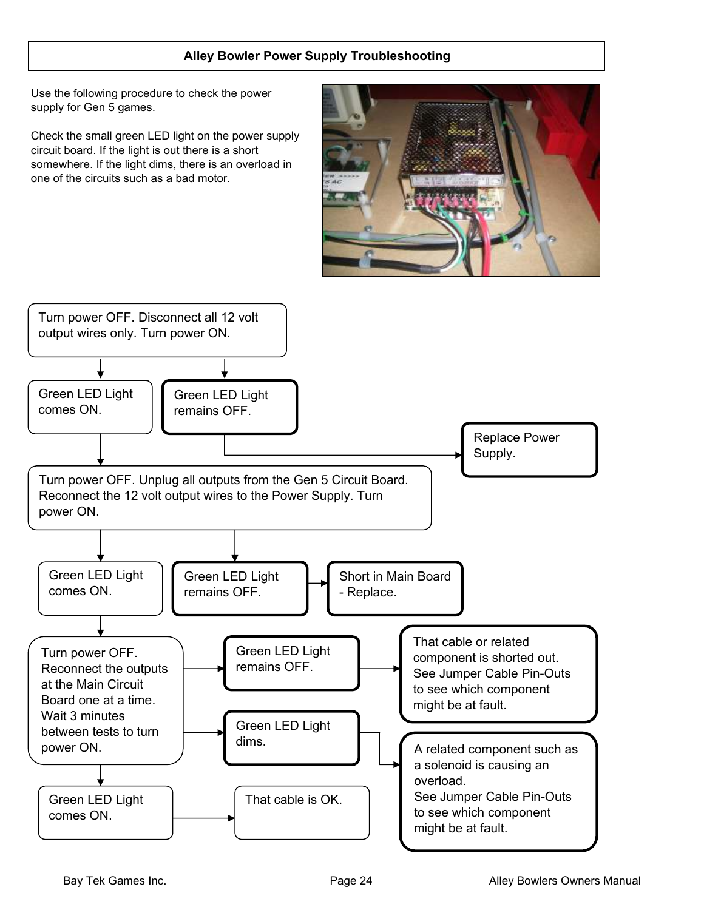## Alley Bowler Power Supply Troubleshooting

Use the following procedure to check the power supply for Gen 5 games.

Check the small green LED light on the power supply circuit board. If the light is out there is a short somewhere. If the light dims, there is an overload in one of the circuits such as a bad motor.

Turn power OFF. Disconnect all 12 volt output wires only. Turn power ON.

- Green LED Light comes ON.
  - Turn power OFF. Unplug all outputs from the Gen 5 Circuit Board. Reconnect the 12 volt output wires to the Power Supply. Turn power ON.
    - Green LED Light comes ON.
      - Turn power OFF. Reconnect the outputs at the Main Circuit Board one at a time. Wait 3 minutes between tests to turn power ON.
        - Green LED Light remains OFF. → That cable or related component is shorted out. See Jumper Cable Pin-Outs to see which component might be at fault.
        - Green LED Light dims. → A related component such as a solenoid is causing an overload. See Jumper Cable Pin-Outs to see which component might be at fault.
        - Green LED Light comes ON. → That cable is OK.
    - Green LED Light remains OFF. → Short in Main Board - Replace.
- Green LED Light remains OFF. → Replace Power Supply.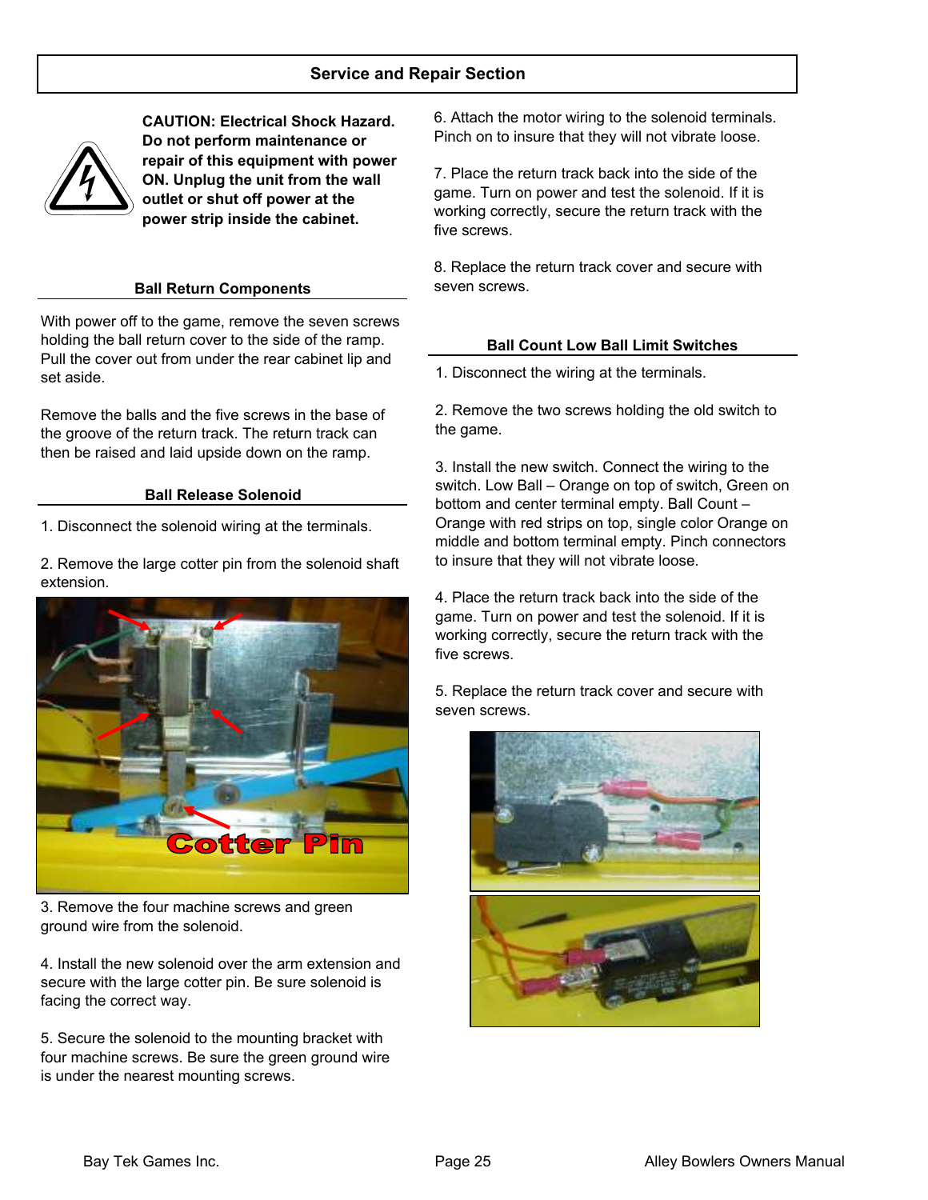## Service and Repair Section

**CAUTION: Electrical Shock Hazard. Do not perform maintenance or repair of this equipment with power ON. Unplug the unit from the wall outlet or shut off power at the power strip inside the cabinet.**

### Ball Return Components

With power off to the game, remove the seven screws holding the ball return cover to the side of the ramp. Pull the cover out from under the rear cabinet lip and set aside.

Remove the balls and the five screws in the base of the groove of the return track. The return track can then be raised and laid upside down on the ramp.

### Ball Release Solenoid

1. Disconnect the solenoid wiring at the terminals.

2. Remove the large cotter pin from the solenoid shaft extension.

Cotter Pin

3. Remove the four machine screws and green ground wire from the solenoid.

4. Install the new solenoid over the arm extension and secure with the large cotter pin. Be sure solenoid is facing the correct way.

5. Secure the solenoid to the mounting bracket with four machine screws. Be sure the green ground wire is under the nearest mounting screws.

6. Attach the motor wiring to the solenoid terminals. Pinch on to insure that they will not vibrate loose.

7. Place the return track back into the side of the game. Turn on power and test the solenoid. If it is working correctly, secure the return track with the five screws.

8. Replace the return track cover and secure with seven screws.

### Ball Count Low Ball Limit Switches

1. Disconnect the wiring at the terminals.

2. Remove the two screws holding the old switch to the game.

3. Install the new switch. Connect the wiring to the switch. Low Ball – Orange on top of switch, Green on bottom and center terminal empty. Ball Count – Orange with red strips on top, single color Orange on middle and bottom terminal empty. Pinch connectors to insure that they will not vibrate loose.

4. Place the return track back into the side of the game. Turn on power and test the solenoid. If it is working correctly, secure the return track with the five screws.

5. Replace the return track cover and secure with seven screws.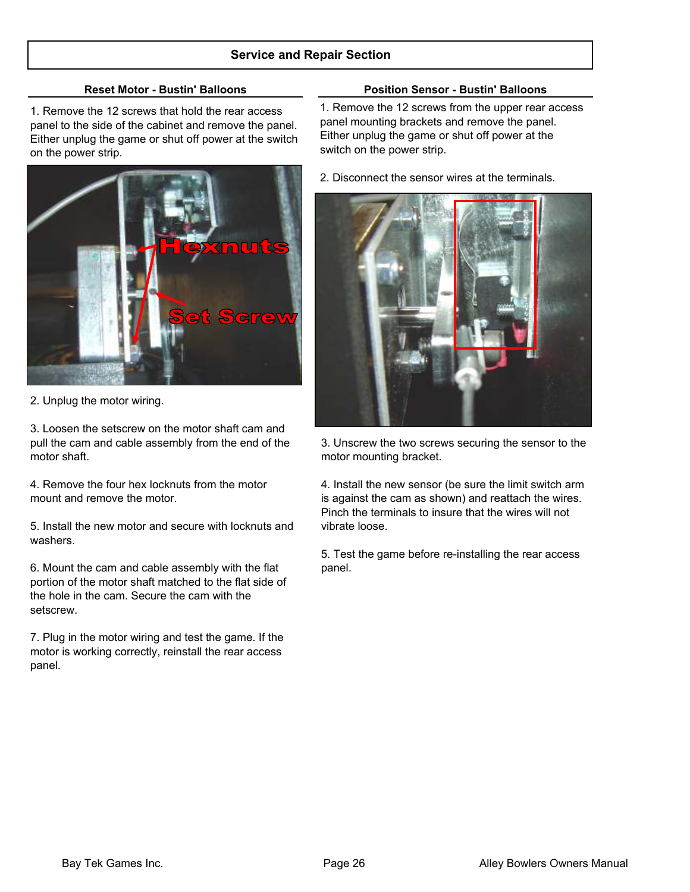## Service and Repair Section

### Reset Motor - Bustin' Balloons

1. Remove the 12 screws that hold the rear access panel to the side of the cabinet and remove the panel. Either unplug the game or shut off power at the switch on the power strip.

2. Unplug the motor wiring.

3. Loosen the setscrew on the motor shaft cam and pull the cam and cable assembly from the end of the motor shaft.

4. Remove the four hex locknuts from the motor mount and remove the motor.

5. Install the new motor and secure with locknuts and washers.

6. Mount the cam and cable assembly with the flat portion of the motor shaft matched to the flat side of the hole in the cam. Secure the cam with the setscrew.

7. Plug in the motor wiring and test the game. If the motor is working correctly, reinstall the rear access panel.

### Position Sensor - Bustin' Balloons

1. Remove the 12 screws from the upper rear access panel mounting brackets and remove the panel. Either unplug the game or shut off power at the switch on the power strip.

2. Disconnect the sensor wires at the terminals.

3. Unscrew the two screws securing the sensor to the motor mounting bracket.

4. Install the new sensor (be sure the limit switch arm is against the cam as shown) and reattach the wires. Pinch the terminals to insure that the wires will not vibrate loose.

5. Test the game before re-installing the rear access panel.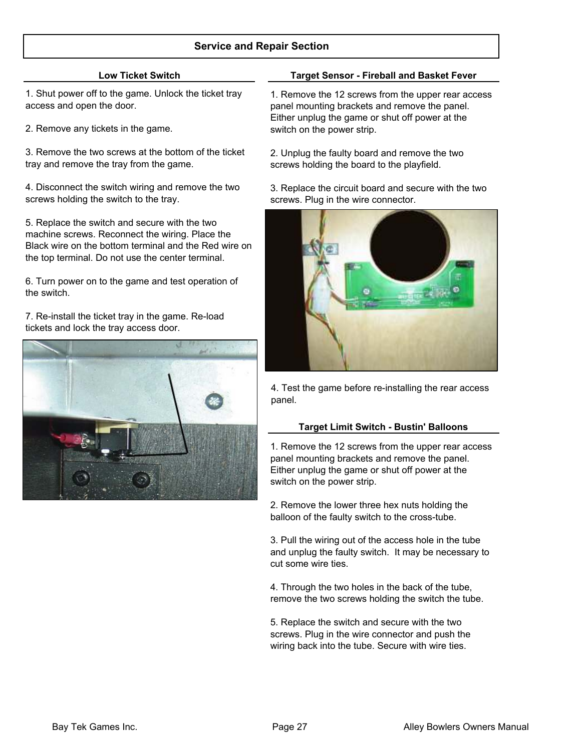## Service and Repair Section

### Low Ticket Switch

1. Shut power off to the game. Unlock the ticket tray access and open the door.

2. Remove any tickets in the game.

3. Remove the two screws at the bottom of the ticket tray and remove the tray from the game.

4. Disconnect the switch wiring and remove the two screws holding the switch to the tray.

5. Replace the switch and secure with the two machine screws. Reconnect the wiring. Place the Black wire on the bottom terminal and the Red wire on the top terminal. Do not use the center terminal.

6. Turn power on to the game and test operation of the switch.

7. Re-install the ticket tray in the game. Re-load tickets and lock the tray access door.

### Target Sensor - Fireball and Basket Fever

1. Remove the 12 screws from the upper rear access panel mounting brackets and remove the panel. Either unplug the game or shut off power at the switch on the power strip.

2. Unplug the faulty board and remove the two screws holding the board to the playfield.

3. Replace the circuit board and secure with the two screws. Plug in the wire connector.

4. Test the game before re-installing the rear access panel.

### Target Limit Switch - Bustin' Balloons

1. Remove the 12 screws from the upper rear access panel mounting brackets and remove the panel. Either unplug the game or shut off power at the switch on the power strip.

2. Remove the lower three hex nuts holding the balloon of the faulty switch to the cross-tube.

3. Pull the wiring out of the access hole in the tube and unplug the faulty switch. It may be necessary to cut some wire ties.

4. Through the two holes in the back of the tube, remove the two screws holding the switch the tube.

5. Replace the switch and secure with the two screws. Plug in the wire connector and push the wiring back into the tube. Secure with wire ties.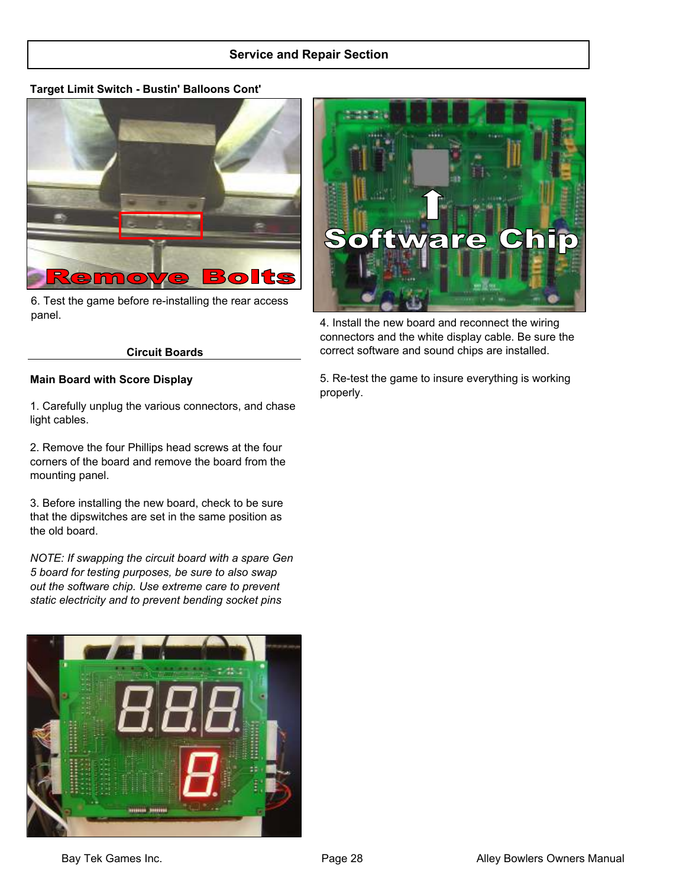## Service and Repair Section

### Target Limit Switch - Bustin' Balloons Cont'

6. Test the game before re-installing the rear access panel.

### Circuit Boards

#### Main Board with Score Display

1. Carefully unplug the various connectors, and chase light cables.

2. Remove the four Phillips head screws at the four corners of the board and remove the board from the mounting panel.

3. Before installing the new board, check to be sure that the dipswitches are set in the same position as the old board.

*NOTE: If swapping the circuit board with a spare Gen 5 board for testing purposes, be sure to also swap out the software chip. Use extreme care to prevent static electricity and to prevent bending socket pins*

4. Install the new board and reconnect the wiring connectors and the white display cable. Be sure the correct software and sound chips are installed.

5. Re-test the game to insure everything is working properly.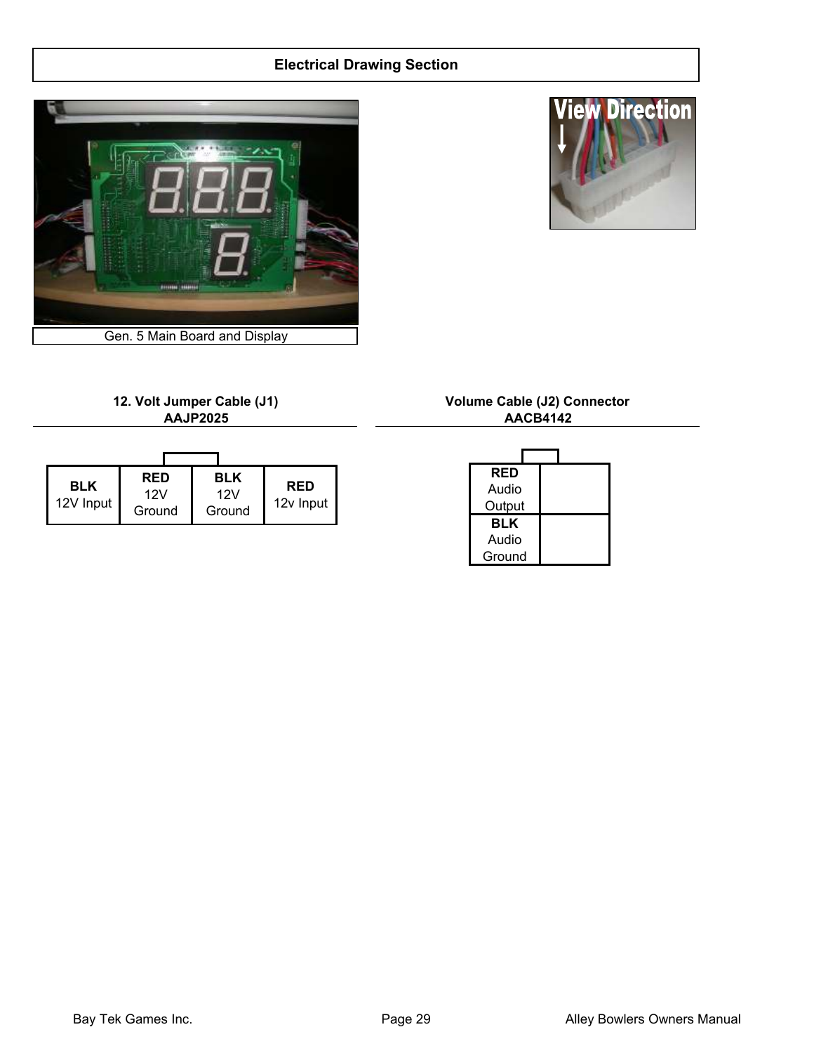## Electrical Drawing Section

Gen. 5 Main Board and Display

### 12. Volt Jumper Cable (J1)
### AAJP2025

| **BLK** 12V Input | **RED** 12V Ground | **BLK** 12V Ground | **RED** 12v Input |
|---|---|---|---|

### Volume Cable (J2) Connector
### AACB4142

| | |
|---|---|
| **RED** Audio Output | |
| **BLK** Audio Ground | |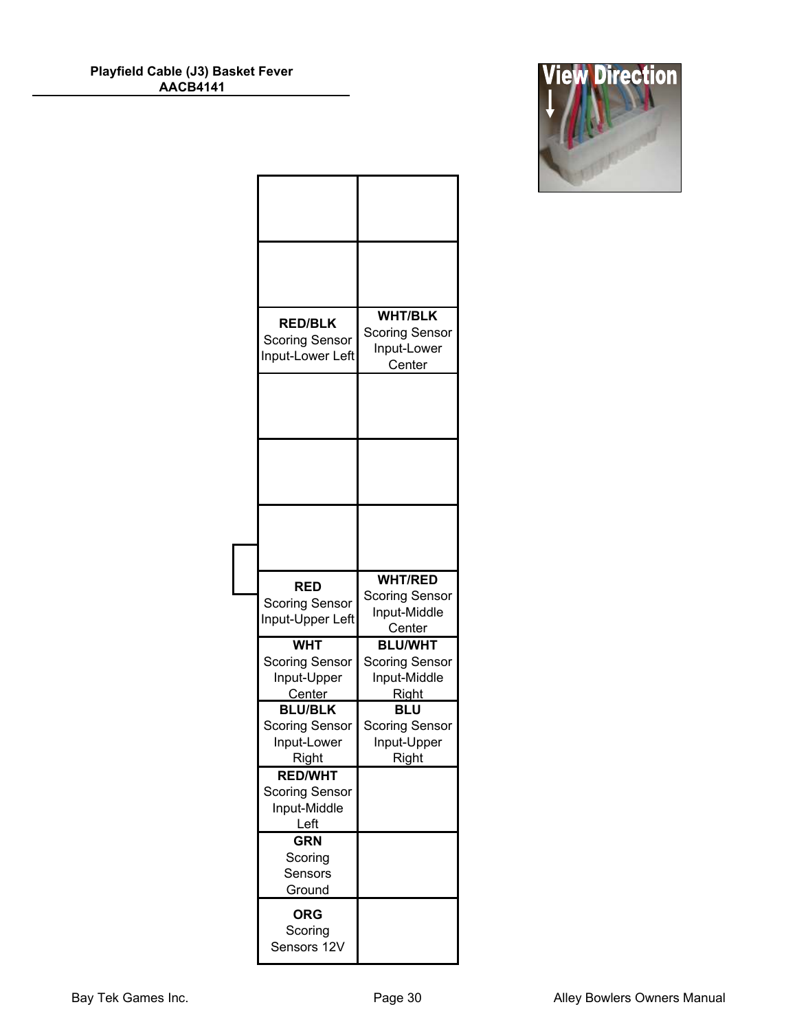**Playfield Cable (J3) Basket Fever**
**AACB4141**

View Direction

| | |
|---|---|
| | |
| | |
| **RED/BLK** Scoring Sensor Input-Lower Left | **WHT/BLK** Scoring Sensor Input-Lower Center |
| | |
| | |
| | |
| **RED** Scoring Sensor Input-Upper Left | **WHT/RED** Scoring Sensor Input-Middle Center |
| **WHT** Scoring Sensor Input-Upper Center | **BLU/WHT** Scoring Sensor Input-Middle Right |
| **BLU/BLK** Scoring Sensor Input-Lower Right | **BLU** Scoring Sensor Input-Upper Right |
| **RED/WHT** Scoring Sensor Input-Middle Left | |
| **GRN** Scoring Sensors Ground | |
| **ORG** Scoring Sensors 12V | |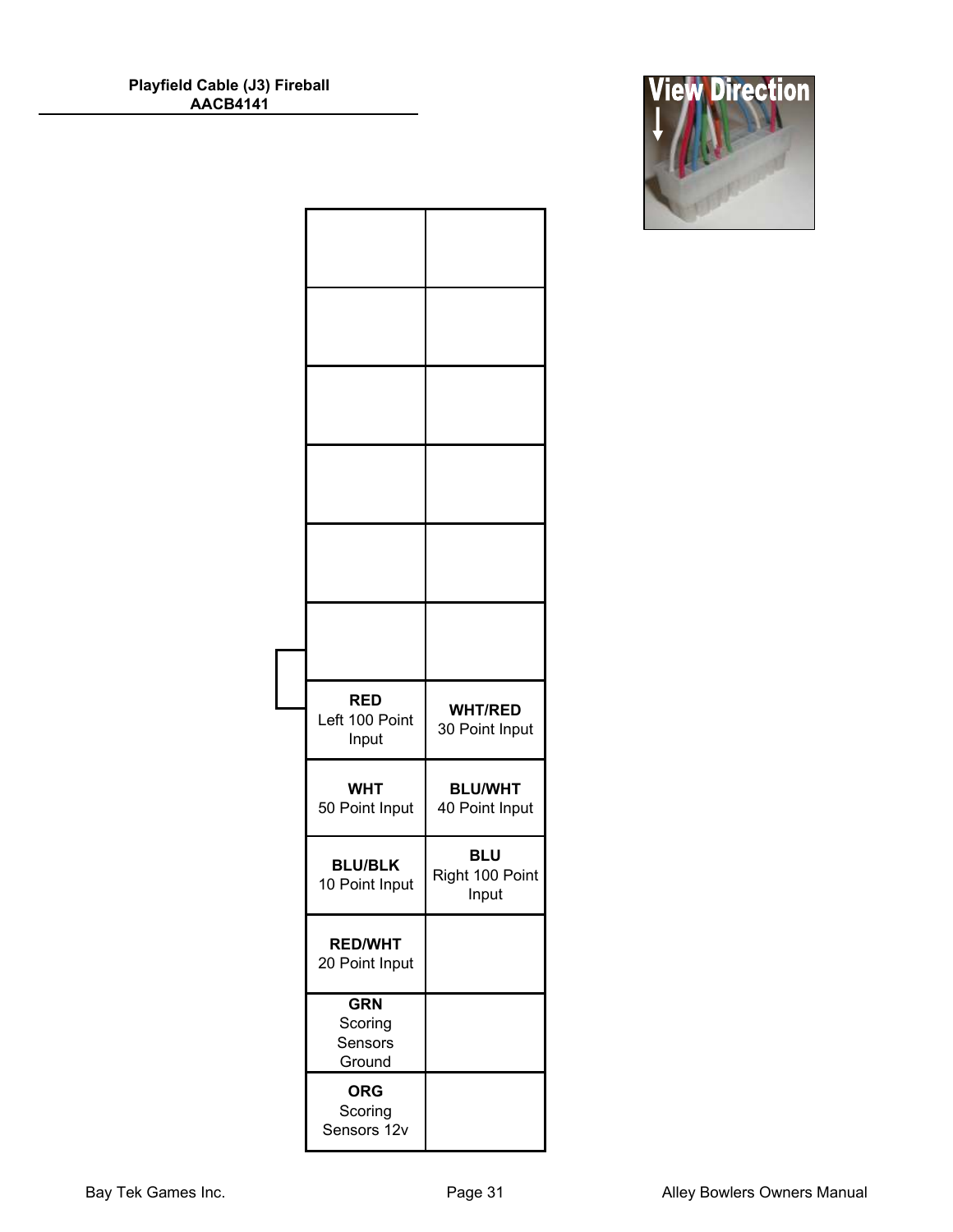**Playfield Cable (J3) Fireball**
**AACB4141**

View Direction

| | |
|---|---|
| | |
| | |
| | |
| | |
| | |
| | |
| **RED** Left 100 Point Input | **WHT/RED** 30 Point Input |
| **WHT** 50 Point Input | **BLU/WHT** 40 Point Input |
| **BLU/BLK** 10 Point Input | **BLU** Right 100 Point Input |
| **RED/WHT** 20 Point Input | |
| **GRN** Scoring Sensors Ground | |
| **ORG** Scoring Sensors 12v | |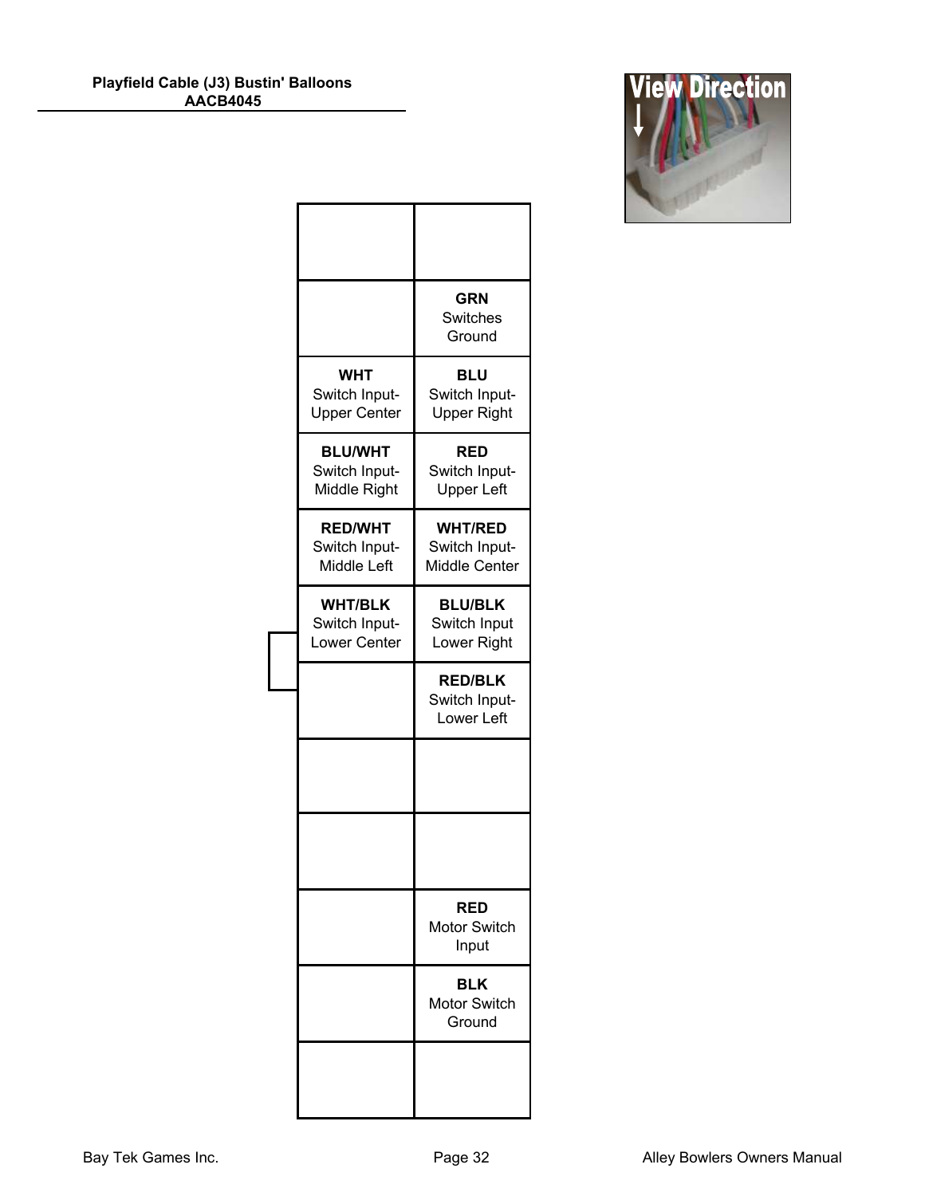**Playfield Cable (J3) Bustin' Balloons**
**AACB4045**

View Direction

| | |
|---|---|
| | |
| | **GRN** Switches Ground |
| **WHT** Switch Input- Upper Center | **BLU** Switch Input- Upper Right |
| **BLU/WHT** Switch Input- Middle Right | **RED** Switch Input- Upper Left |
| **RED/WHT** Switch Input- Middle Left | **WHT/RED** Switch Input- Middle Center |
| **WHT/BLK** Switch Input- Lower Center | **BLU/BLK** Switch Input Lower Right |
| | **RED/BLK** Switch Input- Lower Left |
| | |
| | |
| | **RED** Motor Switch Input |
| | **BLK** Motor Switch Ground |
| | |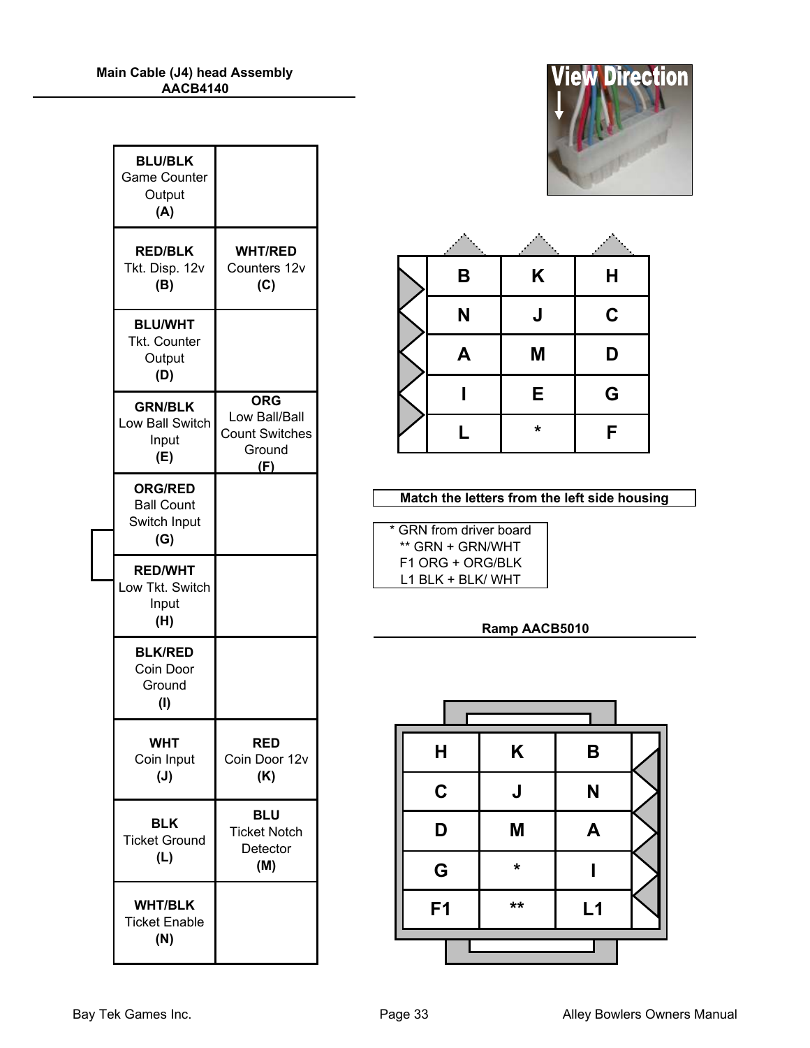## Main Cable (J4) head Assembly AACB4140

| | |
|---|---|
| **BLU/BLK** Game Counter Output **(A)** | |
| **RED/BLK** Tkt. Disp. 12v **(B)** | **WHT/RED** Counters 12v **(C)** |
| **BLU/WHT** Tkt. Counter Output **(D)** | |
| **GRN/BLK** Low Ball Switch Input **(E)** | **ORG** Low Ball/Ball Count Switches Ground **(F)** |
| **ORG/RED** Ball Count Switch Input **(G)** | |
| **RED/WHT** Low Tkt. Switch Input **(H)** | |
| **BLK/RED** Coin Door Ground **(I)** | |
| **WHT** Coin Input **(J)** | **RED** Coin Door 12v **(K)** |
| **BLK** Ticket Ground **(L)** | **BLU** Ticket Notch Detector **(M)** |
| **WHT/BLK** Ticket Enable **(N)** | |

View Direction

| | | |
|---|---|---|
| B | K | H |
| N | J | C |
| A | M | D |
| I | E | G |
| L | * | F |

**Match the letters from the left side housing**

\* GRN from driver board
** GRN + GRN/WHT
F1 ORG + ORG/BLK
L1 BLK + BLK/ WHT

## Ramp AACB5010

| | | |
|---|---|---|
| H | K | B |
| C | J | N |
| D | M | A |
| G | * | I |
| F1 | ** | L1 |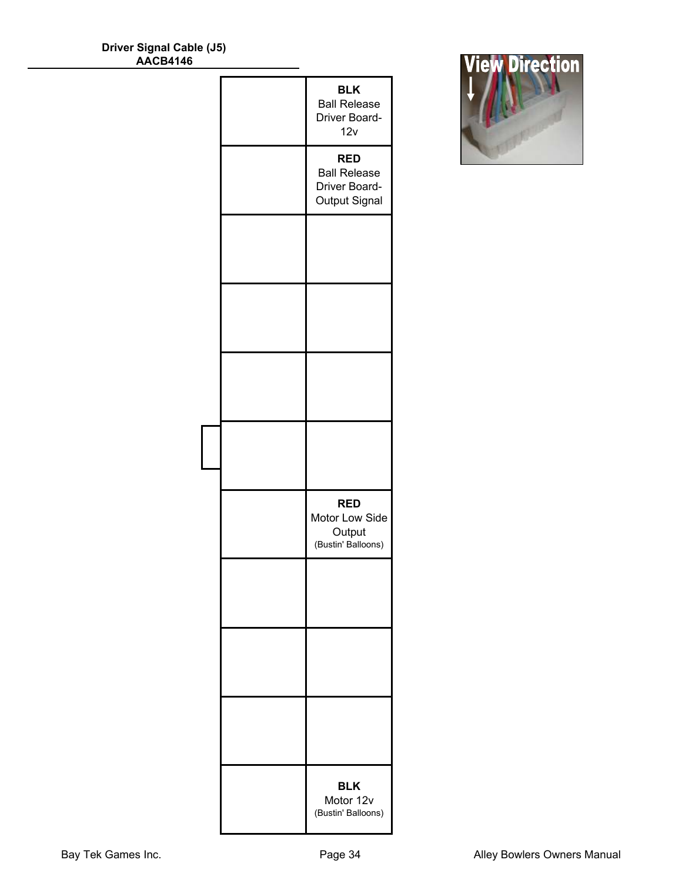**Driver Signal Cable (J5)**
**AACB4146**

| | |
|---|---|
| | **BLK** Ball Release Driver Board- 12v |
| | **RED** Ball Release Driver Board- Output Signal |
| | |
| | |
| | |
| | |
| | **RED** Motor Low Side Output (Bustin' Balloons) |
| | |
| | |
| | |
| | **BLK** Motor 12v (Bustin' Balloons) |

View Direction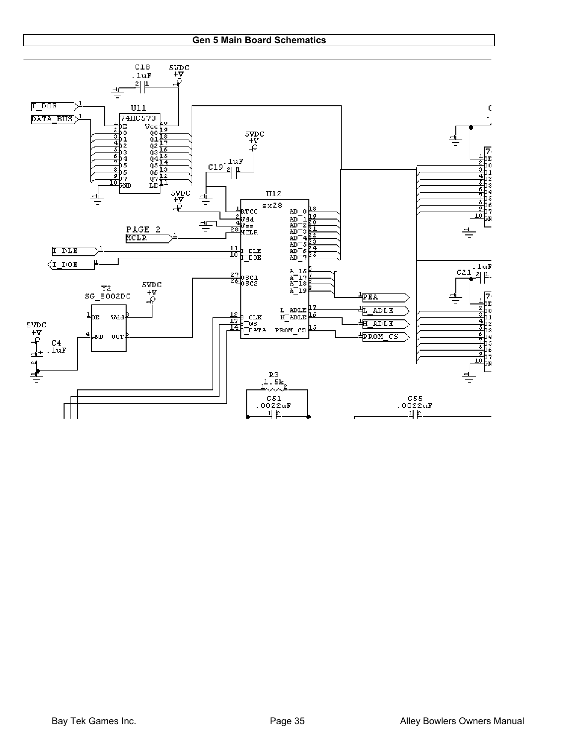# Gen 5 Main Board Schematics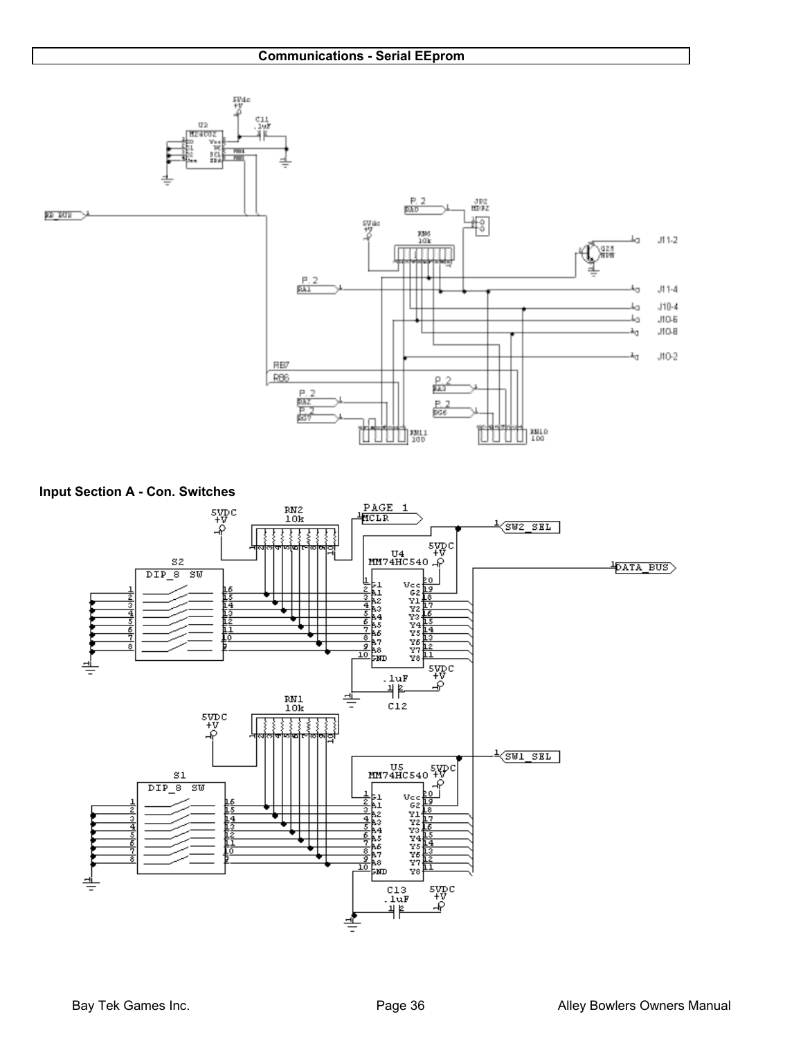## Communications - Serial EEprom

### Input Section A - Con. Switches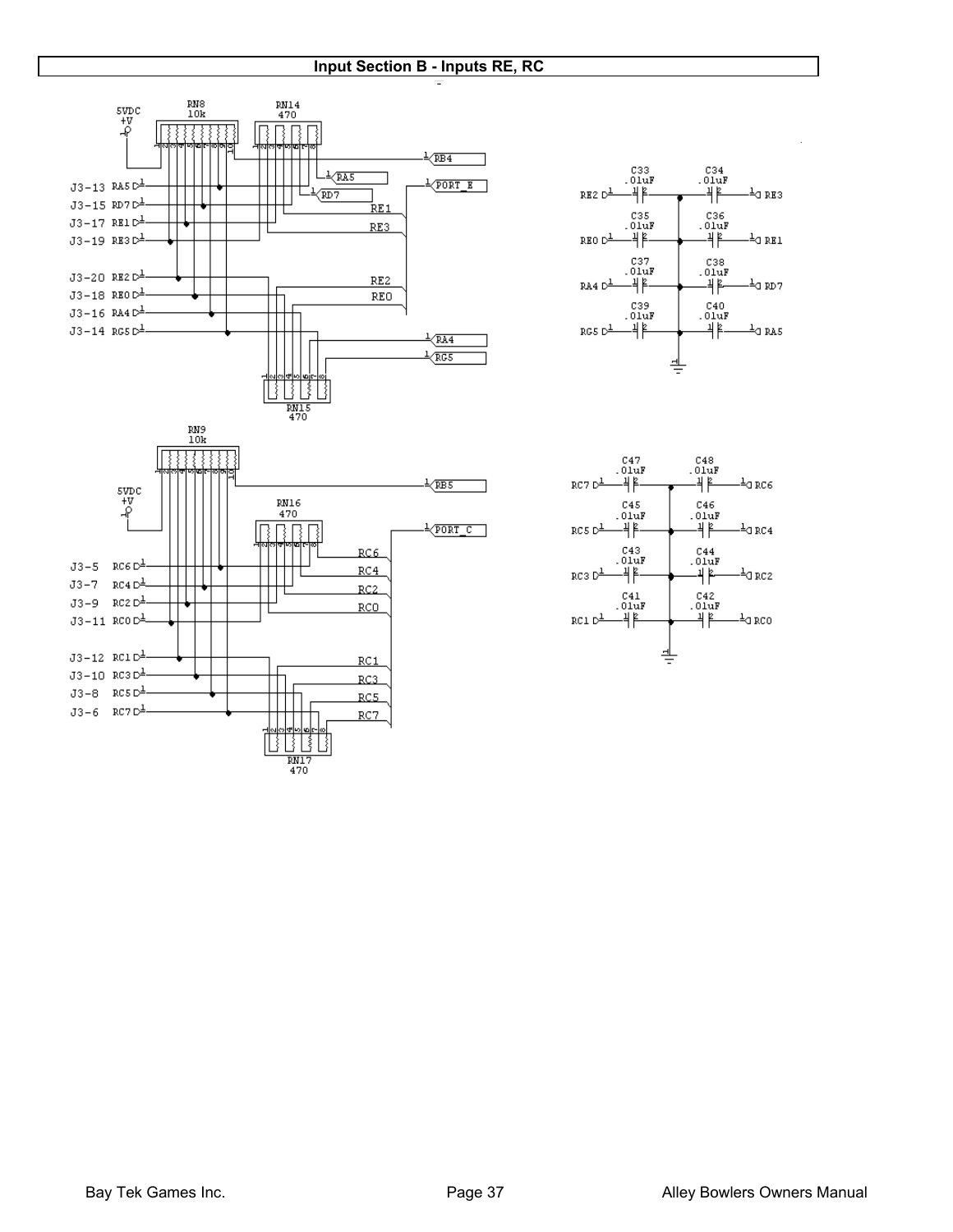# Input Section B - Inputs RE, RC

RN8
10k

RN14
470

5VDC
+V

RB4

RA5

RD7

PORT_E

J3-13 RA5

J3-15 RD7

J3-17 RE1

J3-19 RE3

RE1

RE3

J3-20 RE2

J3-18 RE0

J3-16 RA4

J3-14 RG5

RE2

RE0

RA4

RG5

RN15
470

C33 .01uF

C34 .01uF

RE2 — RE3

C35 .01uF

C36 .01uF

RE0 — RE1

C37 .01uF

C38 .01uF

RA4 — RD7

C39 .01uF

C40 .01uF

RG5 — RA5

RN9
10k

RB5

5VDC
+V

RN16
470

PORT_C

J3-5 RC6

J3-7 RC4

J3-9 RC2

J3-11 RC0

RC6

RC4

RC2

RC0

J3-12 RC1

J3-10 RC3

J3-8 RC5

J3-6 RC7

RC1

RC3

RC5

RC7

RN17
470

C47 .01uF

C48 .01uF

RC7 — RC6

C45 .01uF

C46 .01uF

RC5 — RC4

C43 .01uF

C44 .01uF

RC3 — RC2

C41 .01uF

C42 .01uF

RC1 — RC0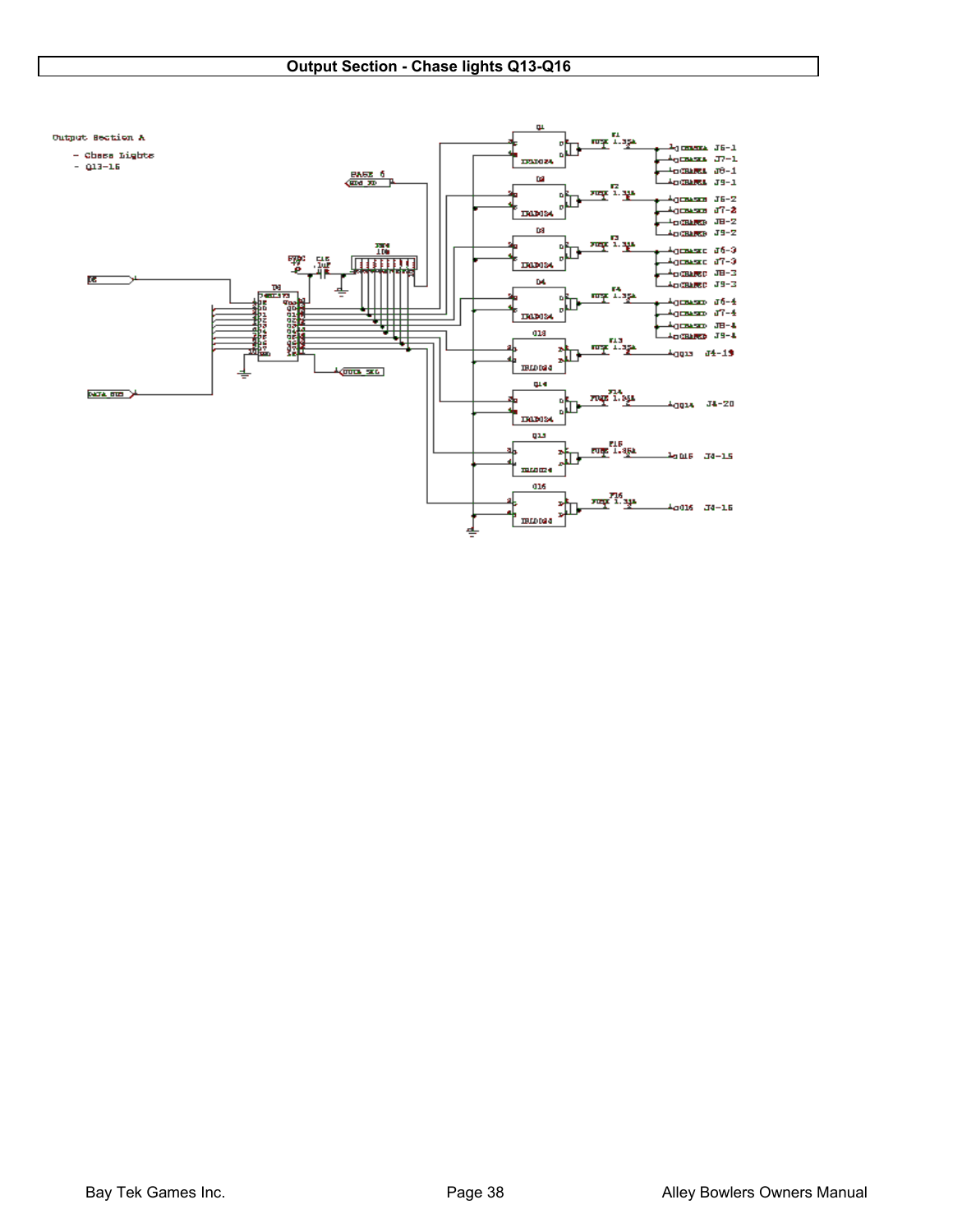# Output Section - Chase lights Q13-Q16

Output Section A

- Chase Lights
- Q13-16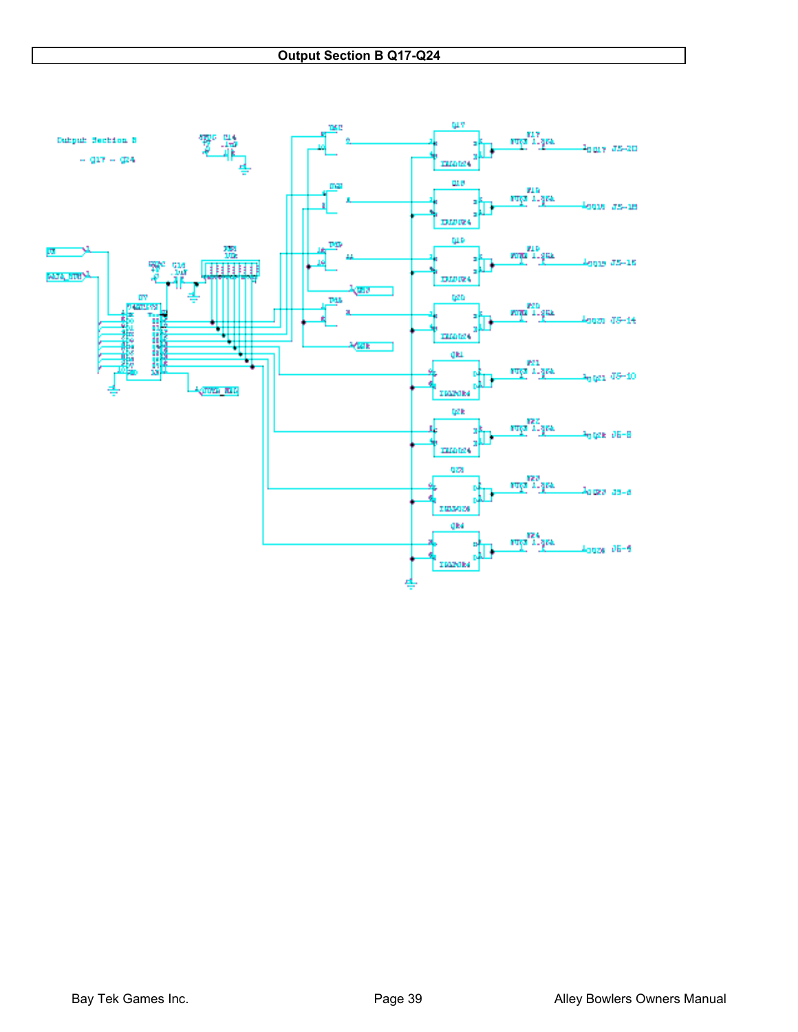# Output Section B Q17-Q24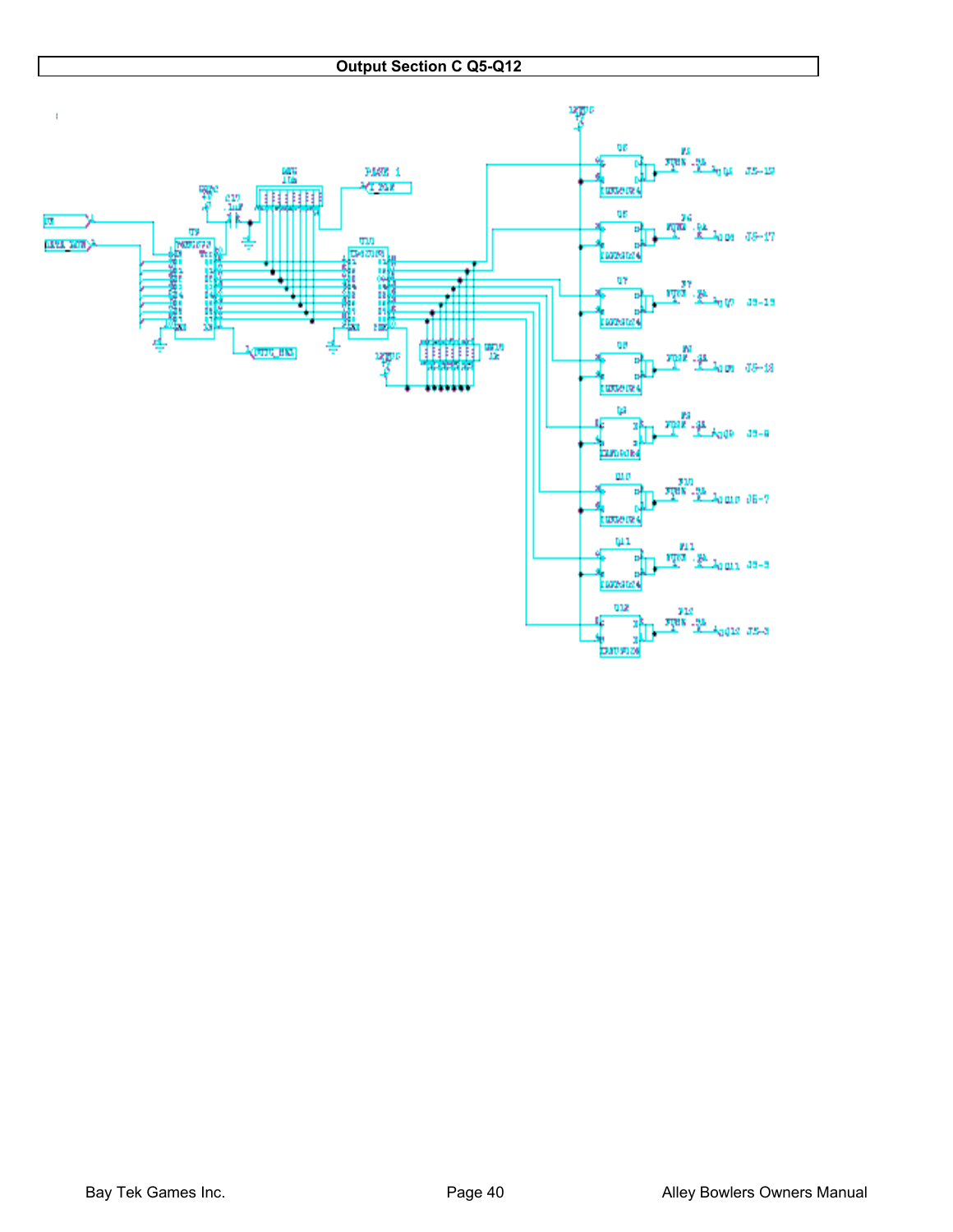# Output Section C Q5-Q12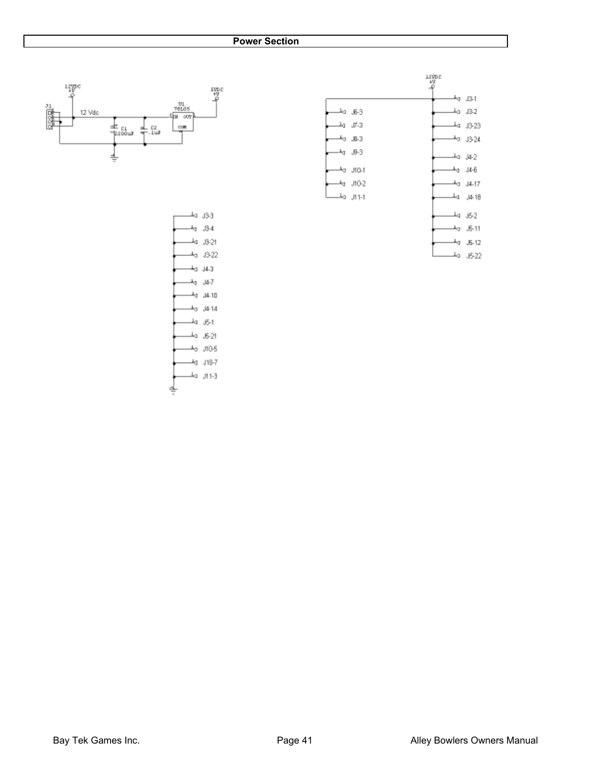## Power Section

12VDC +V

J1

12 Vdc

C1 2200uF

C2 .1uF

U1 78L05

IN OUT

COM

5VDC +V

12VDC +V

J3-1
J3-2
J3-23
J3-24
J4-2
J4-6
J4-17
J4-18
J5-2
J5-11
J5-12
J5-22

J6-3
J7-3
J8-3
J9-3
J10-1
J10-2
J11-1

J3-3
J3-4
J3-21
J3-22
J4-3
J4-7
J4-10
J4-14
J5-1
J5-21
J10-5
J10-7
J11-3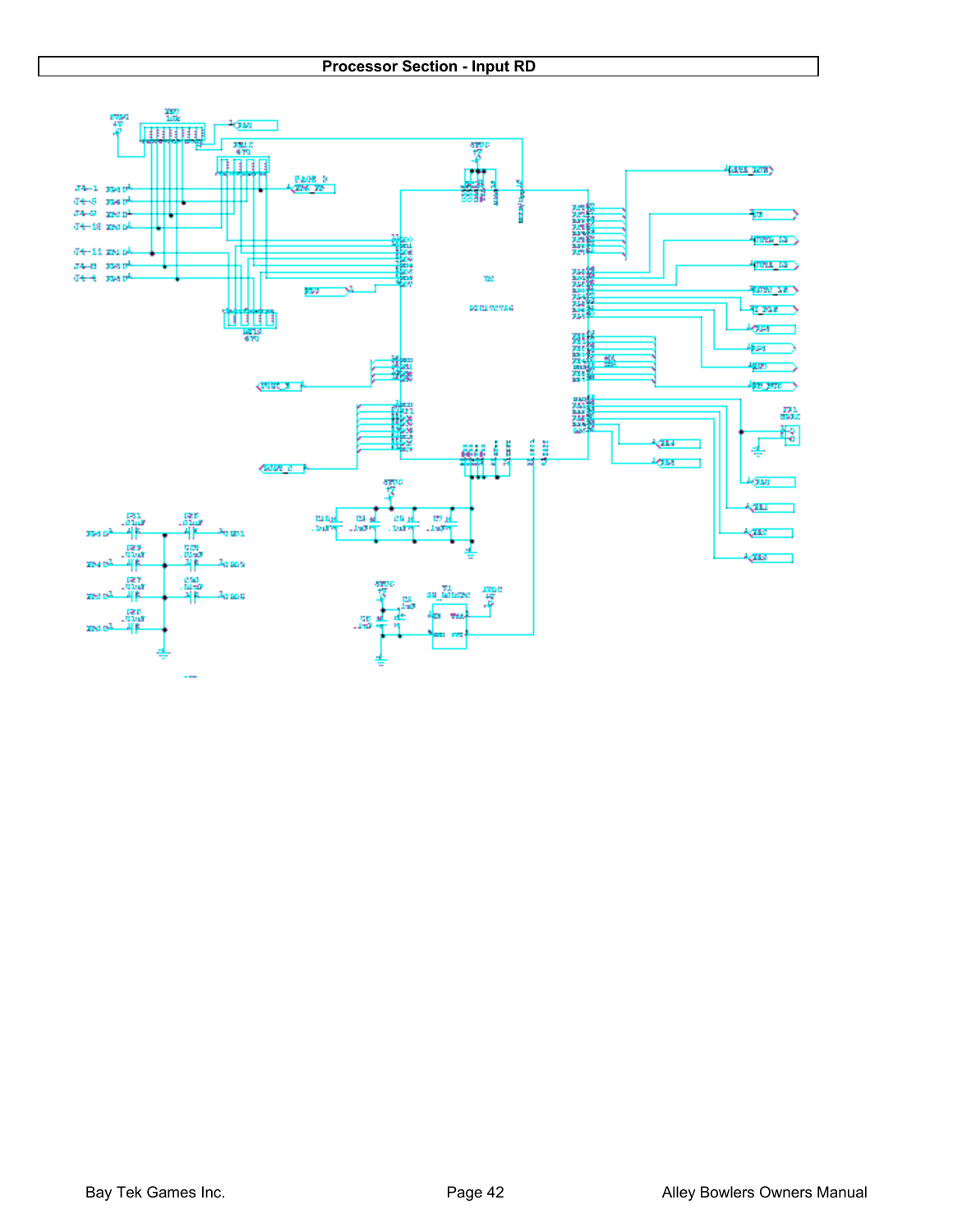## Processor Section - Input RD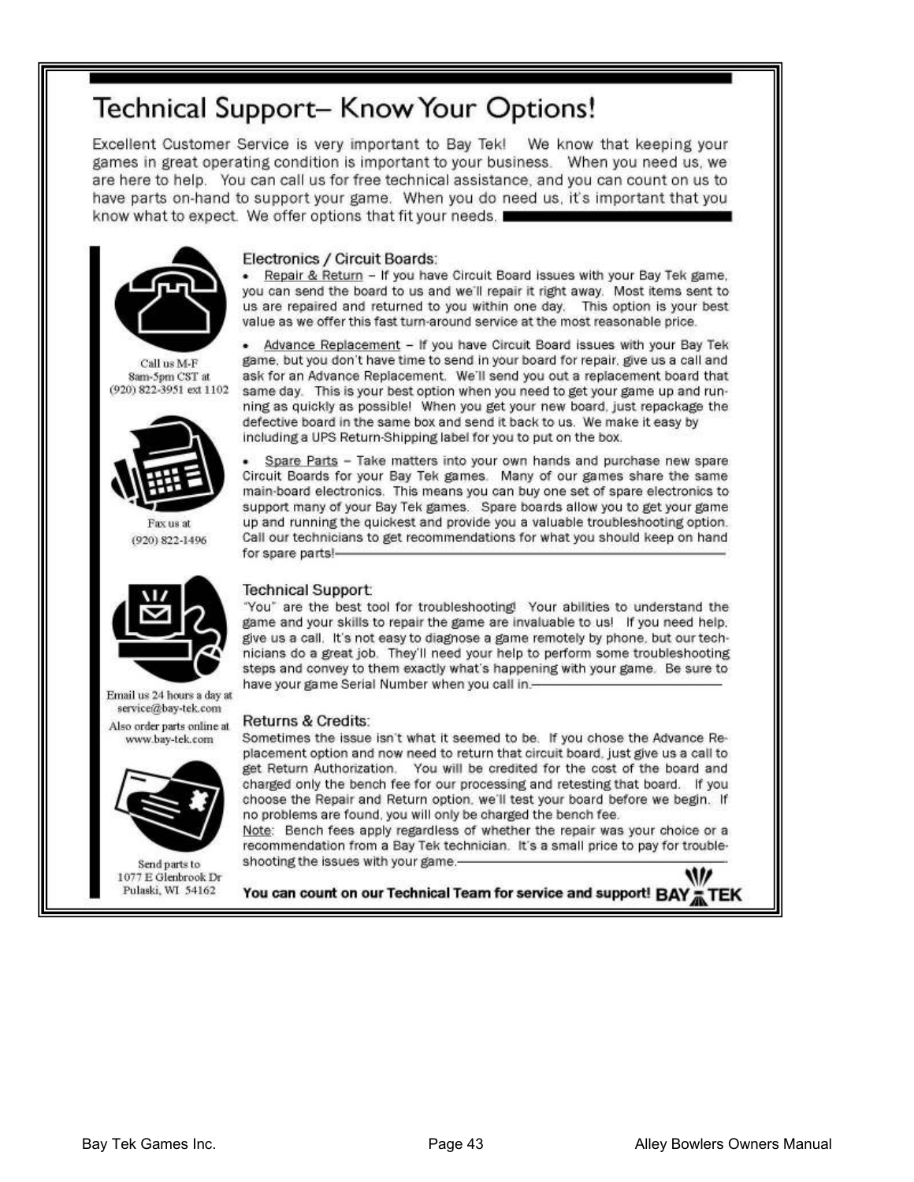# Technical Support– Know Your Options!

Excellent Customer Service is very important to Bay Tek! We know that keeping your games in great operating condition is important to your business. When you need us, we are here to help. You can call us for free technical assistance, and you can count on us to have parts on-hand to support your game. When you do need us, it's important that you know what to expect. We offer options that fit your needs.

Call us M-F 8am-5pm CST at (920) 822-3951 ext 1102

Fax us at (920) 822-1496

Email us 24 hours a day at service@bay-tek.com

Also order parts online at www.bay-tek.com

Send parts to 1077 E Glenbrook Dr Pulaski, WI 54162

### Electronics / Circuit Boards:

- Repair & Return – If you have Circuit Board issues with your Bay Tek game, you can send the board to us and we'll repair it right away. Most items sent to us are repaired and returned to you within one day. This option is your best value as we offer this fast turn-around service at the most reasonable price.
- Advance Replacement – If you have Circuit Board issues with your Bay Tek game, but you don't have time to send in your board for repair, give us a call and ask for an Advance Replacement. We'll send you out a replacement board that same day. This is your best option when you need to get your game up and running as quickly as possible! When you get your new board, just repackage the defective board in the same box and send it back to us. We make it easy by including a UPS Return-Shipping label for you to put on the box.
- Spare Parts – Take matters into your own hands and purchase new spare Circuit Boards for your Bay Tek games. Many of our games share the same main-board electronics. This means you can buy one set of spare electronics to support many of your Bay Tek games. Spare boards allow you to get your game up and running the quickest and provide you a valuable troubleshooting option. Call our technicians to get recommendations for what you should keep on hand for spare parts!

### Technical Support:

"You" are the best tool for troubleshooting! Your abilities to understand the game and your skills to repair the game are invaluable to us! If you need help, give us a call. It's not easy to diagnose a game remotely by phone, but our technicians do a great job. They'll need your help to perform some troubleshooting steps and convey to them exactly what's happening with your game. Be sure to have your game Serial Number when you call in.

### Returns & Credits:

Sometimes the issue isn't what it seemed to be. If you chose the Advance Replacement option and now need to return that circuit board, just give us a call to get Return Authorization. You will be credited for the cost of the board and charged only the bench fee for our processing and retesting that board. If you choose the Repair and Return option, we'll test your board before we begin. If no problems are found, you will only be charged the bench fee.

Note: Bench fees apply regardless of whether the repair was your choice or a recommendation from a Bay Tek technician. It's a small price to pay for troubleshooting the issues with your game.

**You can count on our Technical Team for service and support!** BAY TEK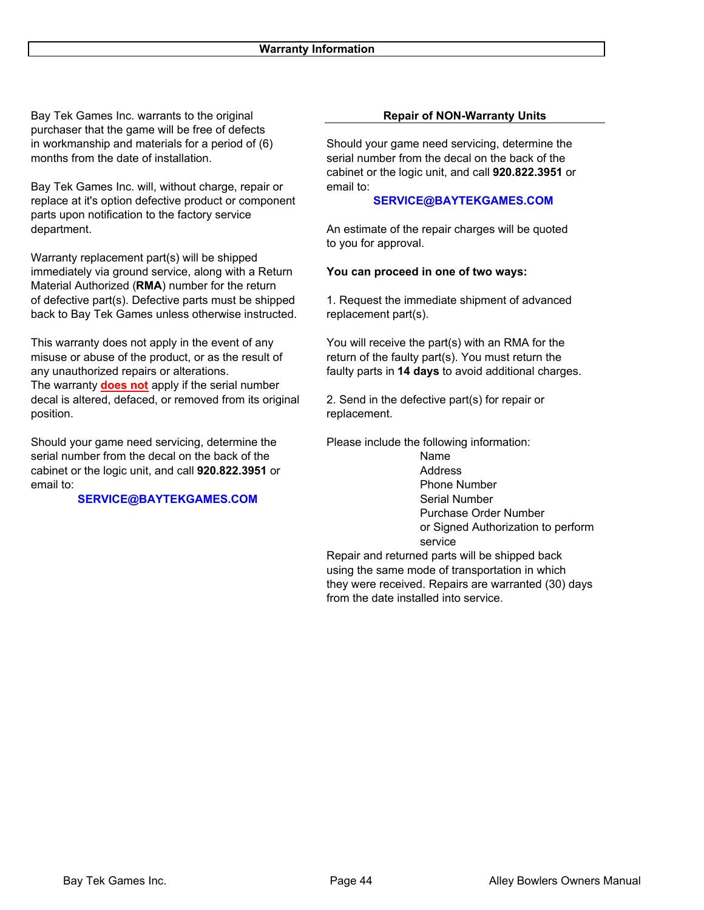## Warranty Information

Bay Tek Games Inc. warrants to the original purchaser that the game will be free of defects in workmanship and materials for a period of (6) months from the date of installation.

Bay Tek Games Inc. will, without charge, repair or replace at it's option defective product or component parts upon notification to the factory service department.

Warranty replacement part(s) will be shipped immediately via ground service, along with a Return Material Authorized (**RMA**) number for the return of defective part(s). Defective parts must be shipped back to Bay Tek Games unless otherwise instructed.

This warranty does not apply in the event of any misuse or abuse of the product, or as the result of any unauthorized repairs or alterations.
The warranty **does not** apply if the serial number decal is altered, defaced, or removed from its original position.

Should your game need servicing, determine the serial number from the decal on the back of the cabinet or the logic unit, and call **920.822.3951** or email to:

**SERVICE@BAYTEKGAMES.COM**

### Repair of NON-Warranty Units

Should your game need servicing, determine the serial number from the decal on the back of the cabinet or the logic unit, and call **920.822.3951** or email to:

**SERVICE@BAYTEKGAMES.COM**

An estimate of the repair charges will be quoted to you for approval.

**You can proceed in one of two ways:**

1. Request the immediate shipment of advanced replacement part(s).

You will receive the part(s) with an RMA for the return of the faulty part(s). You must return the faulty parts in **14 days** to avoid additional charges.

2. Send in the defective part(s) for repair or replacement.

Please include the following information:

- Name
- Address
- Phone Number
- Serial Number
- Purchase Order Number or Signed Authorization to perform service

Repair and returned parts will be shipped back using the same mode of transportation in which they were received. Repairs are warranted (30) days from the date installed into service.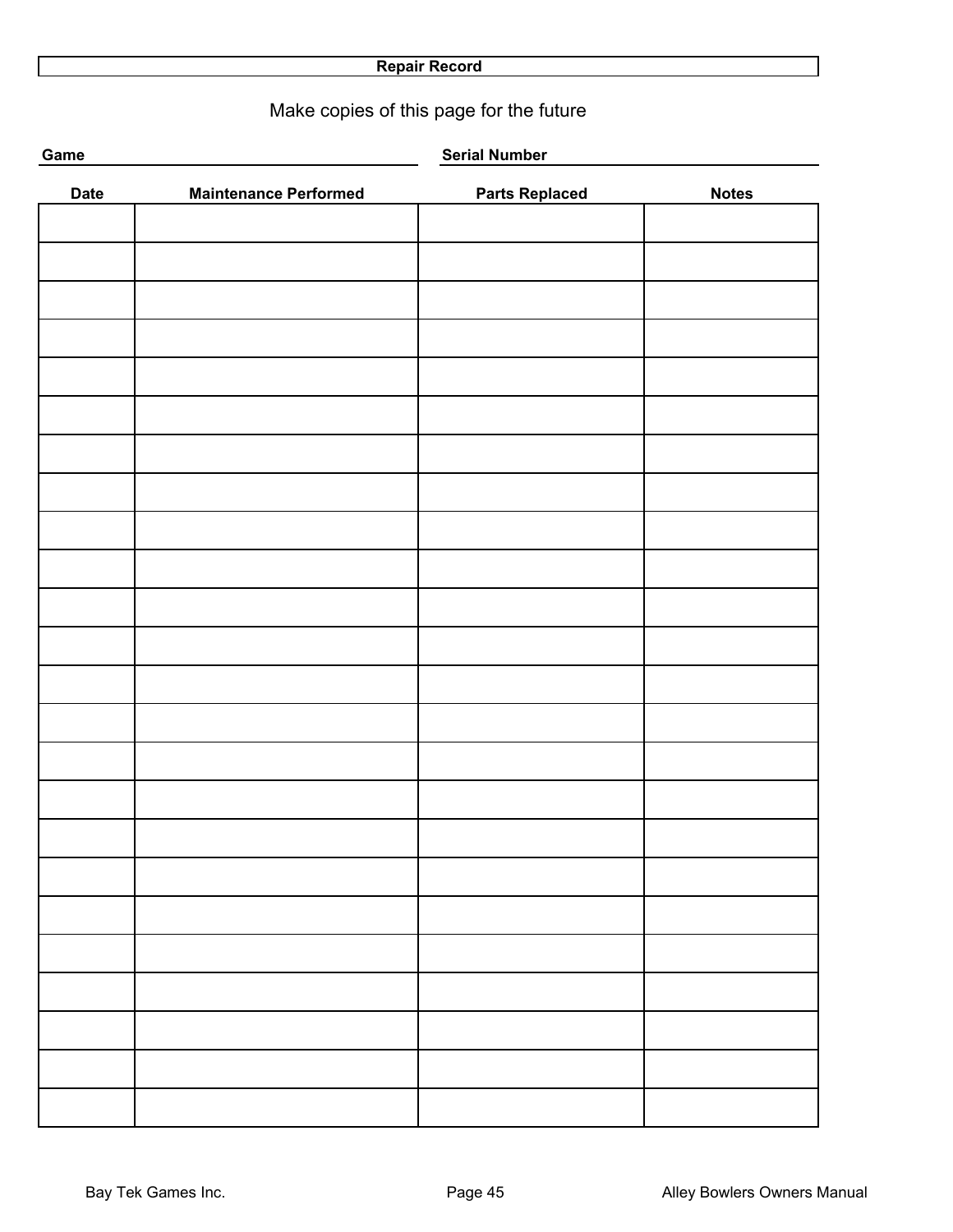# Repair Record

Make copies of this page for the future

**Game** ______________________ **Serial Number** ______________________

| Date | Maintenance Performed | Parts Replaced | Notes |
|---|---|---|---|
| | | | |
| | | | |
| | | | |
| | | | |
| | | | |
| | | | |
| | | | |
| | | | |
| | | | |
| | | | |
| | | | |
| | | | |
| | | | |
| | | | |
| | | | |
| | | | |
| | | | |
| | | | |
| | | | |
| | | | |
| | | | |
| | | | |
| | | | |
| | | | |
| | | | |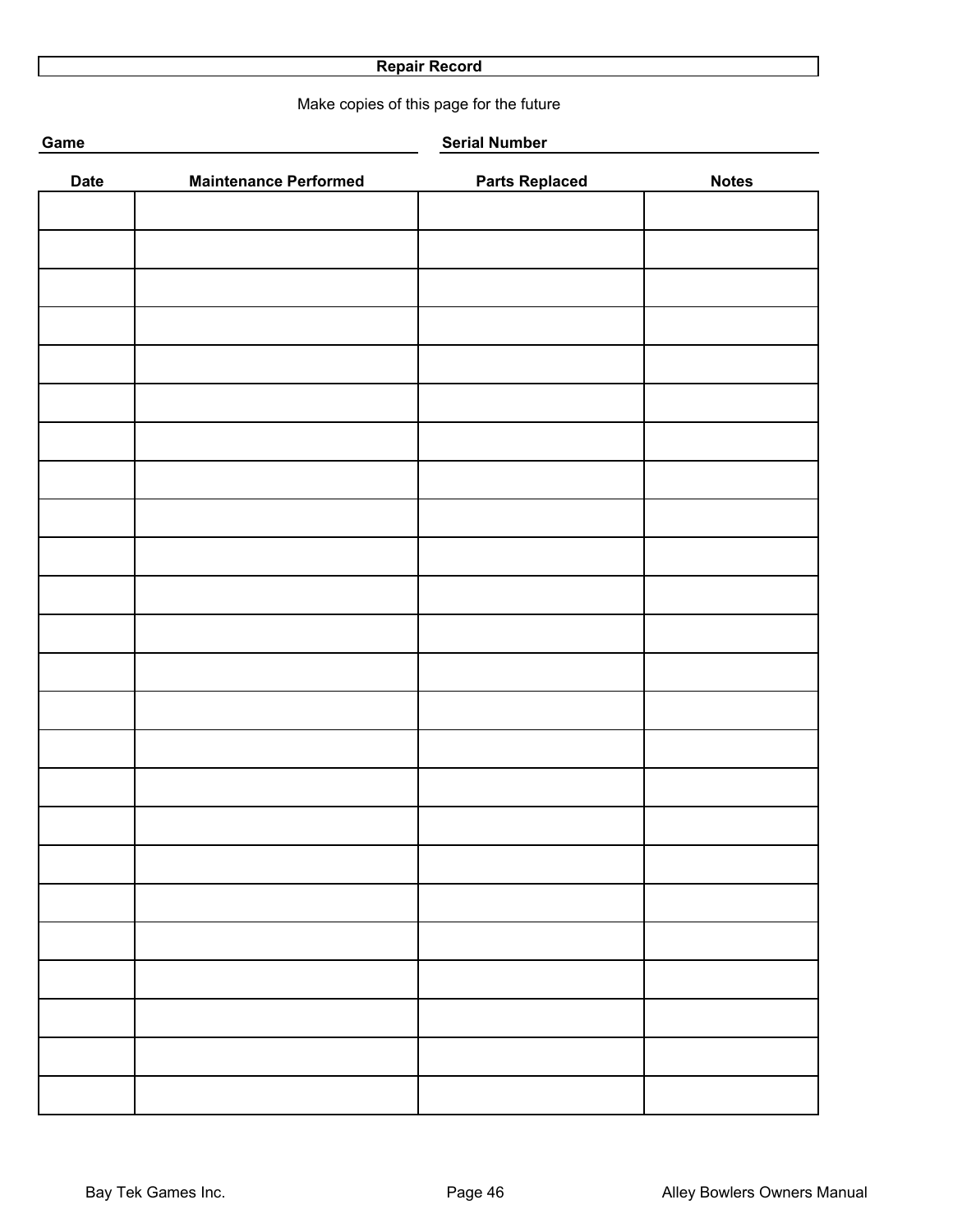## Repair Record

Make copies of this page for the future

**Game** ______________________ **Serial Number** ______________________

| Date | Maintenance Performed | Parts Replaced | Notes |
|---|---|---|---|
| | | | |
| | | | |
| | | | |
| | | | |
| | | | |
| | | | |
| | | | |
| | | | |
| | | | |
| | | | |
| | | | |
| | | | |
| | | | |
| | | | |
| | | | |
| | | | |
| | | | |
| | | | |
| | | | |
| | | | |
| | | | |
| | | | |
| | | | |
| | | | |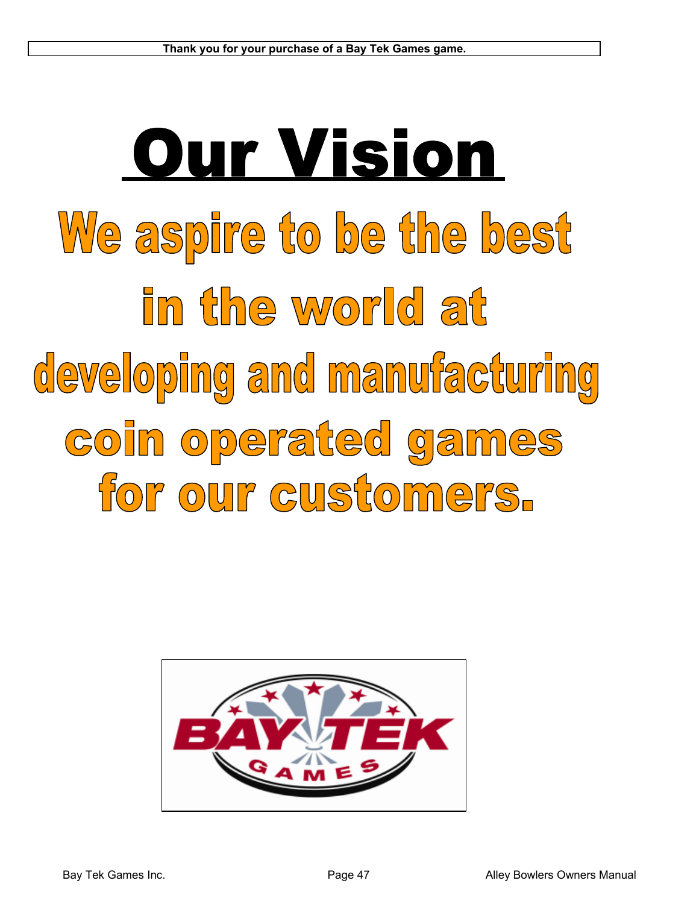**Thank you for your purchase of a Bay Tek Games game.**

# Our Vision

## We aspire to be the best in the world at developing and manufacturing coin operated games for our customers.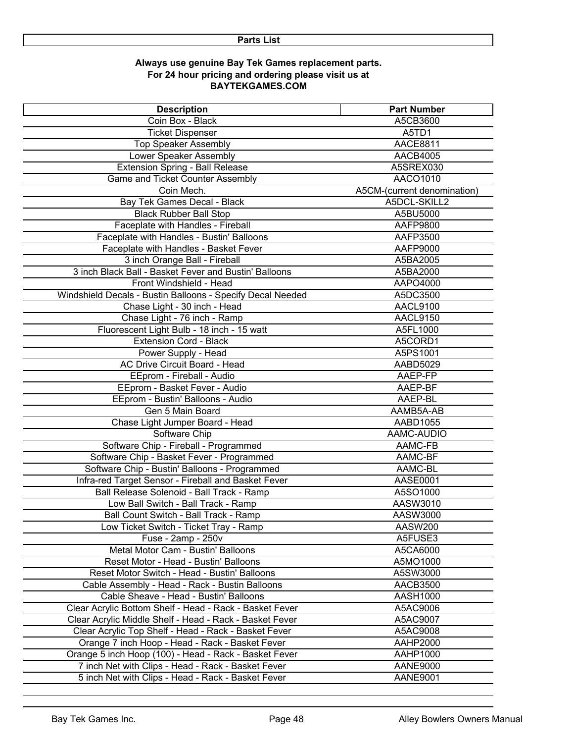## Parts List

**Always use genuine Bay Tek Games replacement parts.**
**For 24 hour pricing and ordering please visit us at**
**BAYTEKGAMES.COM**

| Description | Part Number |
|---|---|
| Coin Box - Black | A5CB3600 |
| Ticket Dispenser | A5TD1 |
| Top Speaker Assembly | AACE8811 |
| Lower Speaker Assembly | AACB4005 |
| Extension Spring - Ball Release | A5SREX030 |
| Game and Ticket Counter Assembly | AACO1010 |
| Coin Mech. | A5CM-(current denomination) |
| Bay Tek Games Decal - Black | A5DCL-SKILL2 |
| Black Rubber Ball Stop | A5BU5000 |
| Faceplate with Handles - Fireball | AAFP9800 |
| Faceplate with Handles - Bustin' Balloons | AAFP3500 |
| Faceplate with Handles - Basket Fever | AAFP9000 |
| 3 inch Orange Ball - Fireball | A5BA2005 |
| 3 inch Black Ball - Basket Fever and Bustin' Balloons | A5BA2000 |
| Front Windshield - Head | AAPO4000 |
| Windshield Decals - Bustin Balloons - Specify Decal Needed | A5DC3500 |
| Chase Light - 30 inch - Head | AACL9100 |
| Chase Light - 76 inch - Ramp | AACL9150 |
| Fluorescent Light Bulb - 18 inch - 15 watt | A5FL1000 |
| Extension Cord - Black | A5CORD1 |
| Power Supply - Head | A5PS1001 |
| AC Drive Circuit Board - Head | AABD5029 |
| EEprom - Fireball - Audio | AAEP-FP |
| EEprom - Basket Fever - Audio | AAEP-BF |
| EEprom - Bustin' Balloons - Audio | AAEP-BL |
| Gen 5 Main Board | AAMB5A-AB |
| Chase Light Jumper Board - Head | AABD1055 |
| Software Chip | AAMC-AUDIO |
| Software Chip - Fireball - Programmed | AAMC-FB |
| Software Chip - Basket Fever - Programmed | AAMC-BF |
| Software Chip - Bustin' Balloons - Programmed | AAMC-BL |
| Infra-red Target Sensor - Fireball and Basket Fever | AASE0001 |
| Ball Release Solenoid - Ball Track - Ramp | A5SO1000 |
| Low Ball Switch - Ball Track - Ramp | AASW3010 |
| Ball Count Switch - Ball Track - Ramp | AASW3000 |
| Low Ticket Switch - Ticket Tray - Ramp | AASW200 |
| Fuse - 2amp - 250v | A5FUSE3 |
| Metal Motor Cam - Bustin' Balloons | A5CA6000 |
| Reset Motor - Head - Bustin' Balloons | A5MO1000 |
| Reset Motor Switch - Head - Bustin' Balloons | A5SW3000 |
| Cable Assembly - Head - Rack - Bustin Balloons | AACB3500 |
| Cable Sheave - Head - Bustin' Balloons | AASH1000 |
| Clear Acrylic Bottom Shelf - Head - Rack - Basket Fever | A5AC9006 |
| Clear Acrylic Middle Shelf - Head - Rack - Basket Fever | A5AC9007 |
| Clear Acrylic Top Shelf - Head - Rack - Basket Fever | A5AC9008 |
| Orange 7 inch Hoop - Head - Rack - Basket Fever | AAHP2000 |
| Orange 5 inch Hoop (100) - Head - Rack - Basket Fever | AAHP1000 |
| 7 inch Net with Clips - Head - Rack - Basket Fever | AANE9000 |
| 5 inch Net with Clips - Head - Rack - Basket Fever | AANE9001 |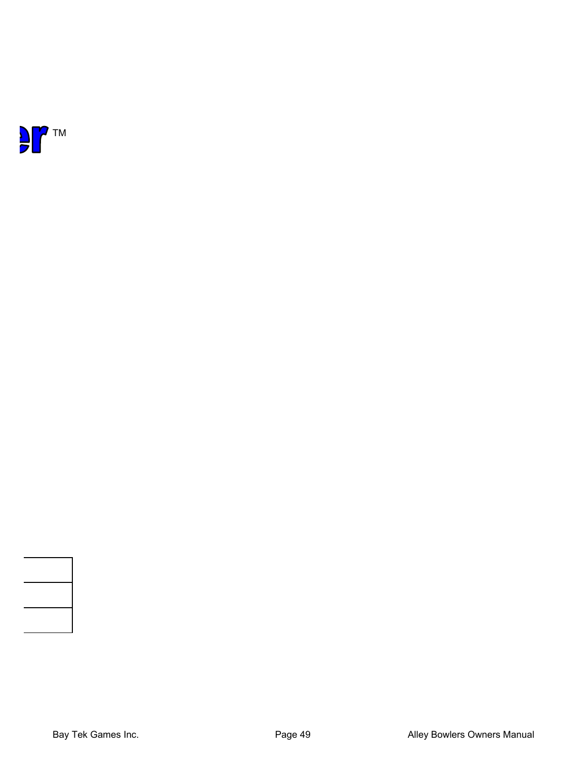er TM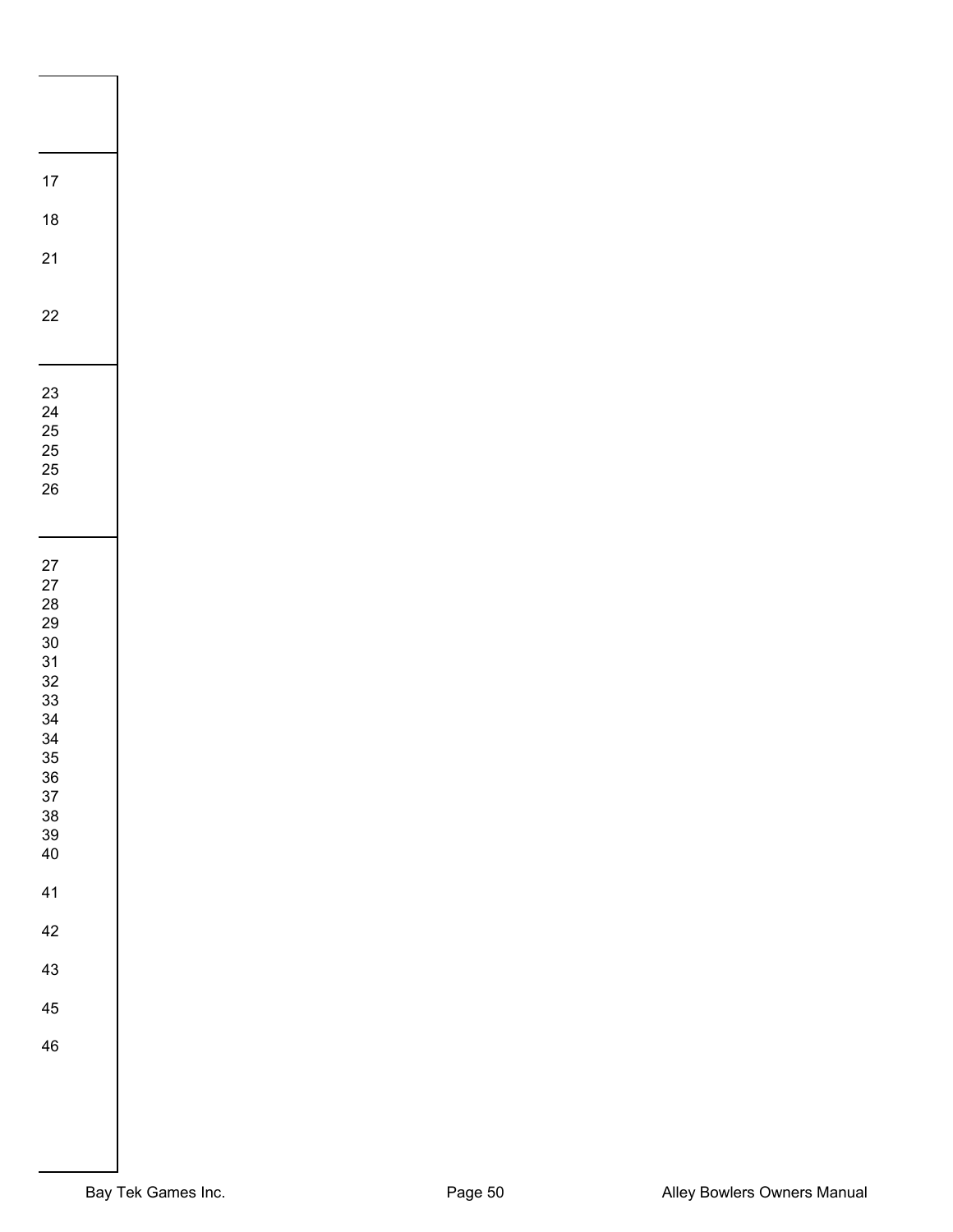17

18

21

22

23
24
25
25
25
26

27
27
28
29
30
31
32
33
34
34
35
36
37
38
39
40

41

42

43

45

46